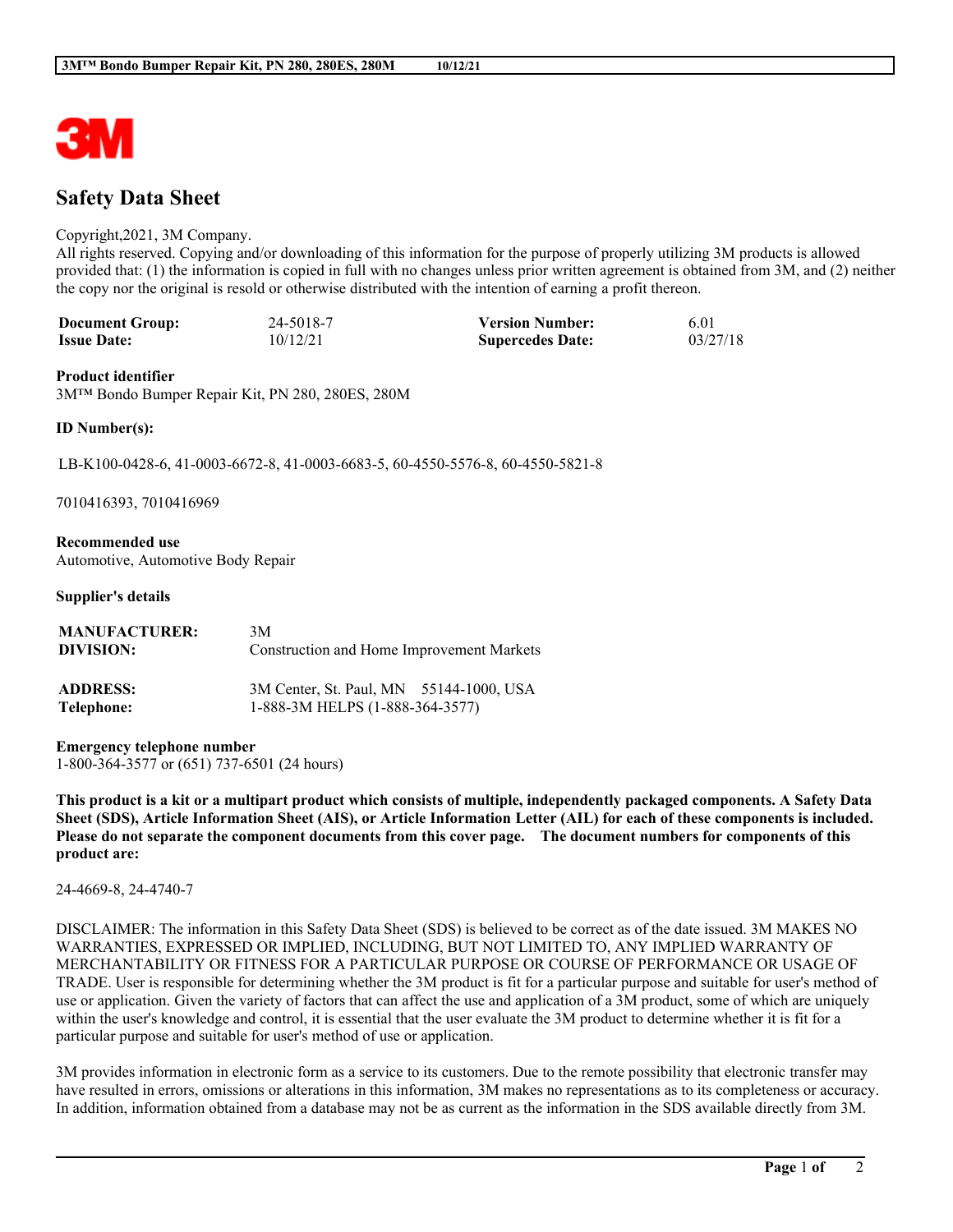# Safety Data Sheet

Copyright,2021, 3M Company.
All rights reserved. Copying and/or downloading of this information for the purpose of properly utilizing 3M products is allowed provided that: (1) the information is copied in full with no changes unless prior written agreement is obtained from 3M, and (2) neither the copy nor the original is resold or otherwise distributed with the intention of earning a profit thereon.

| | | | |
|---|---|---|---|
| **Document Group:** | 24-5018-7 | **Version Number:** | 6.01 |
| **Issue Date:** | 10/12/21 | **Supercedes Date:** | 03/27/18 |

**Product identifier**
3M™ Bondo Bumper Repair Kit, PN 280, 280ES, 280M

**ID Number(s):**

LB-K100-0428-6, 41-0003-6672-8, 41-0003-6683-5, 60-4550-5576-8, 60-4550-5821-8

7010416393, 7010416969

**Recommended use**
Automotive, Automotive Body Repair

**Supplier's details**

| | |
|---|---|
| **MANUFACTURER:** | 3M |
| **DIVISION:** | Construction and Home Improvement Markets |
| **ADDRESS:** | 3M Center, St. Paul, MN 55144-1000, USA |
| **Telephone:** | 1-888-3M HELPS (1-888-364-3577) |

**Emergency telephone number**
1-800-364-3577 or (651) 737-6501 (24 hours)

**This product is a kit or a multipart product which consists of multiple, independently packaged components. A Safety Data Sheet (SDS), Article Information Sheet (AIS), or Article Information Letter (AIL) for each of these components is included. Please do not separate the component documents from this cover page. The document numbers for components of this product are:**

24-4669-8, 24-4740-7

DISCLAIMER: The information in this Safety Data Sheet (SDS) is believed to be correct as of the date issued. 3M MAKES NO WARRANTIES, EXPRESSED OR IMPLIED, INCLUDING, BUT NOT LIMITED TO, ANY IMPLIED WARRANTY OF MERCHANTABILITY OR FITNESS FOR A PARTICULAR PURPOSE OR COURSE OF PERFORMANCE OR USAGE OF TRADE. User is responsible for determining whether the 3M product is fit for a particular purpose and suitable for user's method of use or application. Given the variety of factors that can affect the use and application of a 3M product, some of which are uniquely within the user's knowledge and control, it is essential that the user evaluate the 3M product to determine whether it is fit for a particular purpose and suitable for user's method of use or application.

3M provides information in electronic form as a service to its customers. Due to the remote possibility that electronic transfer may have resulted in errors, omissions or alterations in this information, 3M makes no representations as to its completeness or accuracy. In addition, information obtained from a database may not be as current as the information in the SDS available directly from 3M.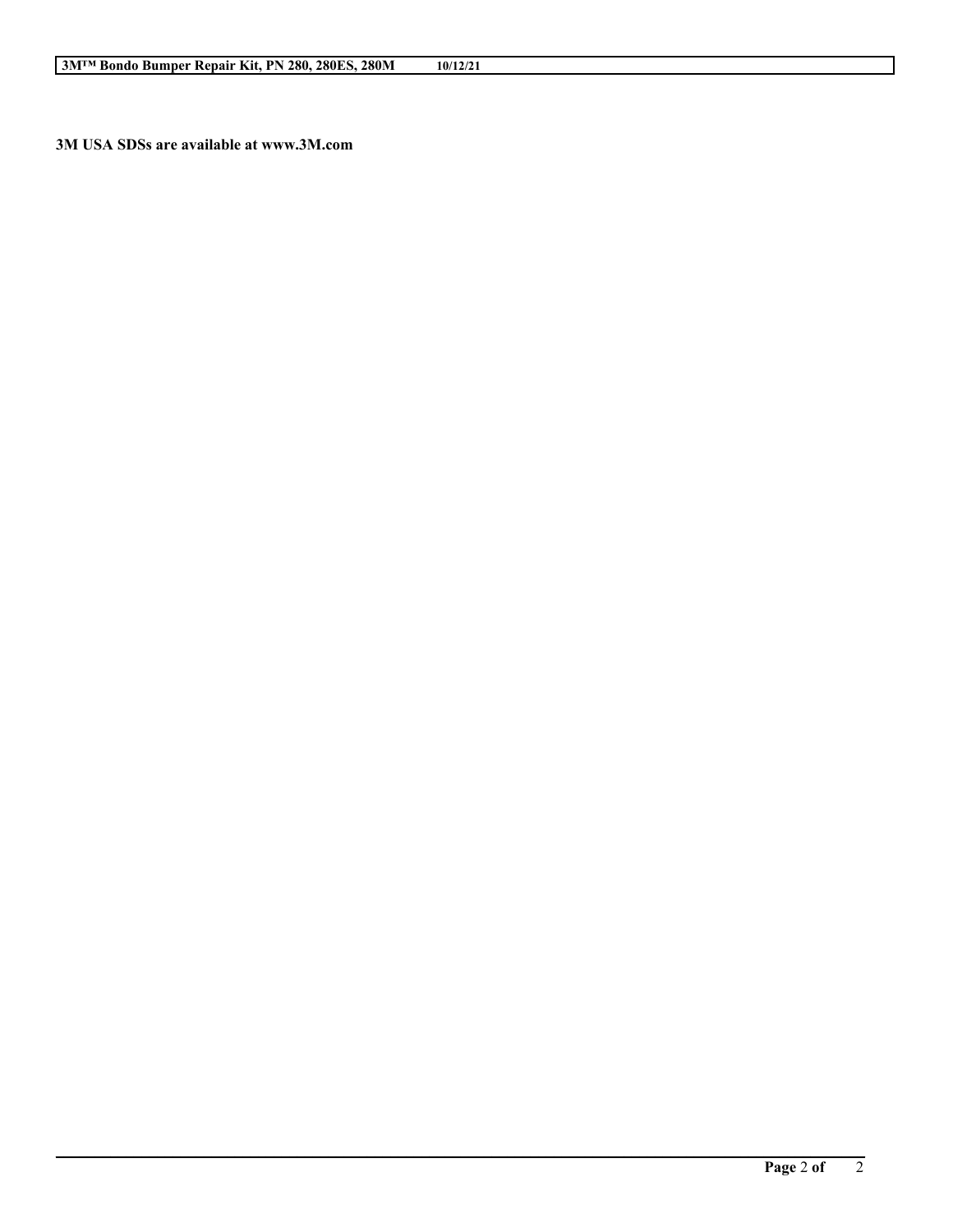**3M USA SDSs are available at www.3M.com**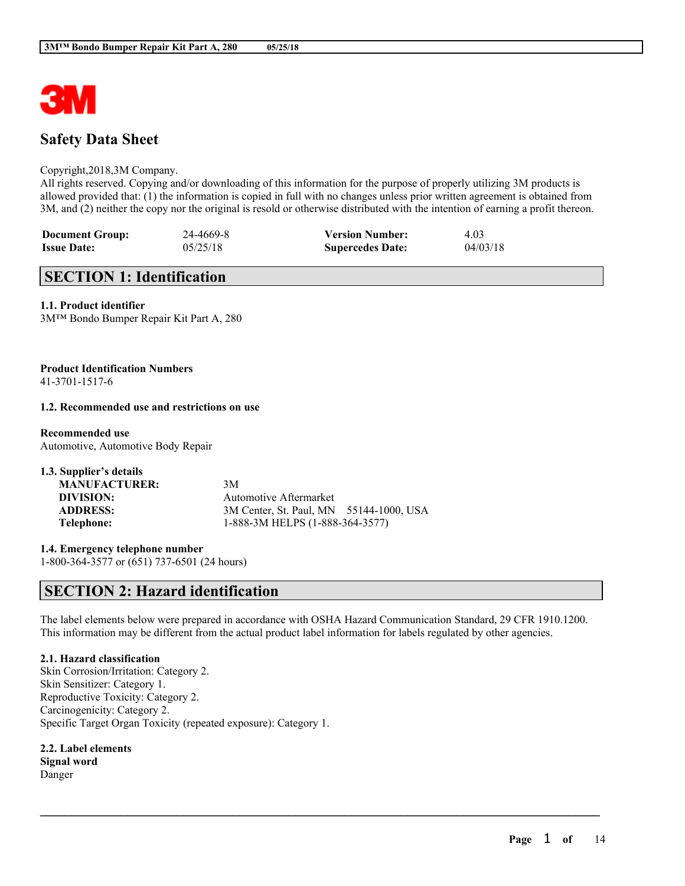# Safety Data Sheet

Copyright,2018,3M Company.
All rights reserved. Copying and/or downloading of this information for the purpose of properly utilizing 3M products is allowed provided that: (1) the information is copied in full with no changes unless prior written agreement is obtained from 3M, and (2) neither the copy nor the original is resold or otherwise distributed with the intention of earning a profit thereon.

| **Document Group:** | 24-4669-8 | **Version Number:** | 4.03 |
|---|---|---|---|
| **Issue Date:** | 05/25/18 | **Supercedes Date:** | 04/03/18 |

## SECTION 1: Identification

**1.1. Product identifier**
3M™ Bondo Bumper Repair Kit Part A, 280

**Product Identification Numbers**
41-3701-1517-6

**1.2. Recommended use and restrictions on use**

**Recommended use**
Automotive, Automotive Body Repair

**1.3. Supplier's details**

| | |
|---|---|
| **MANUFACTURER:** | 3M |
| **DIVISION:** | Automotive Aftermarket |
| **ADDRESS:** | 3M Center, St. Paul, MN 55144-1000, USA |
| **Telephone:** | 1-888-3M HELPS (1-888-364-3577) |

**1.4. Emergency telephone number**
1-800-364-3577 or (651) 737-6501 (24 hours)

## SECTION 2: Hazard identification

The label elements below were prepared in accordance with OSHA Hazard Communication Standard, 29 CFR 1910.1200. This information may be different from the actual product label information for labels regulated by other agencies.

**2.1. Hazard classification**
Skin Corrosion/Irritation: Category 2.
Skin Sensitizer: Category 1.
Reproductive Toxicity: Category 2.
Carcinogenicity: Category 2.
Specific Target Organ Toxicity (repeated exposure): Category 1.

**2.2. Label elements**
**Signal word**
Danger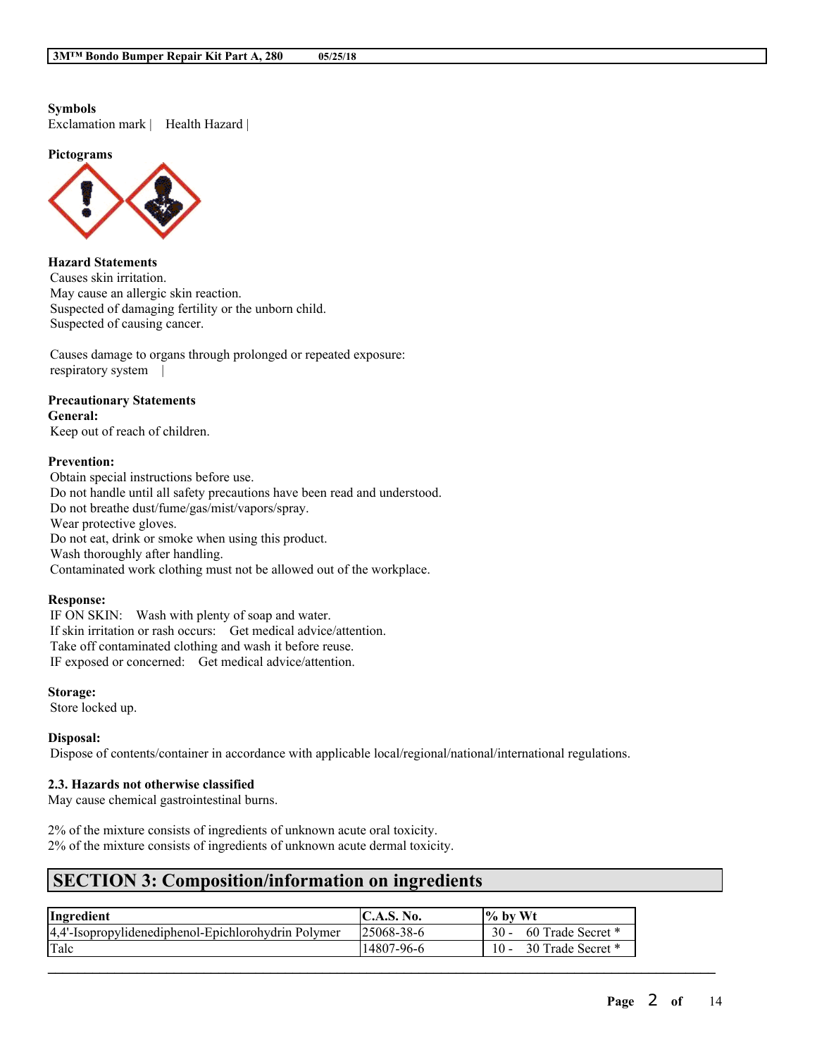**Symbols**

Exclamation mark | Health Hazard |

**Pictograms**

**Hazard Statements**

Causes skin irritation.
May cause an allergic skin reaction.
Suspected of damaging fertility or the unborn child.
Suspected of causing cancer.

Causes damage to organs through prolonged or repeated exposure:
respiratory system |

**Precautionary Statements**

**General:**

Keep out of reach of children.

**Prevention:**

Obtain special instructions before use.
Do not handle until all safety precautions have been read and understood.
Do not breathe dust/fume/gas/mist/vapors/spray.
Wear protective gloves.
Do not eat, drink or smoke when using this product.
Wash thoroughly after handling.
Contaminated work clothing must not be allowed out of the workplace.

**Response:**

IF ON SKIN: Wash with plenty of soap and water.
If skin irritation or rash occurs: Get medical advice/attention.
Take off contaminated clothing and wash it before reuse.
IF exposed or concerned: Get medical advice/attention.

**Storage:**

Store locked up.

**Disposal:**

Dispose of contents/container in accordance with applicable local/regional/national/international regulations.

### 2.3. Hazards not otherwise classified

May cause chemical gastrointestinal burns.

2% of the mixture consists of ingredients of unknown acute oral toxicity.
2% of the mixture consists of ingredients of unknown acute dermal toxicity.

## SECTION 3: Composition/information on ingredients

| Ingredient | C.A.S. No. | % by Wt |
|---|---|---|
| 4,4'-Isopropylidenediphenol-Epichlorohydrin Polymer | 25068-38-6 | 30 - 60 Trade Secret * |
| Talc | 14807-96-6 | 10 - 30 Trade Secret * |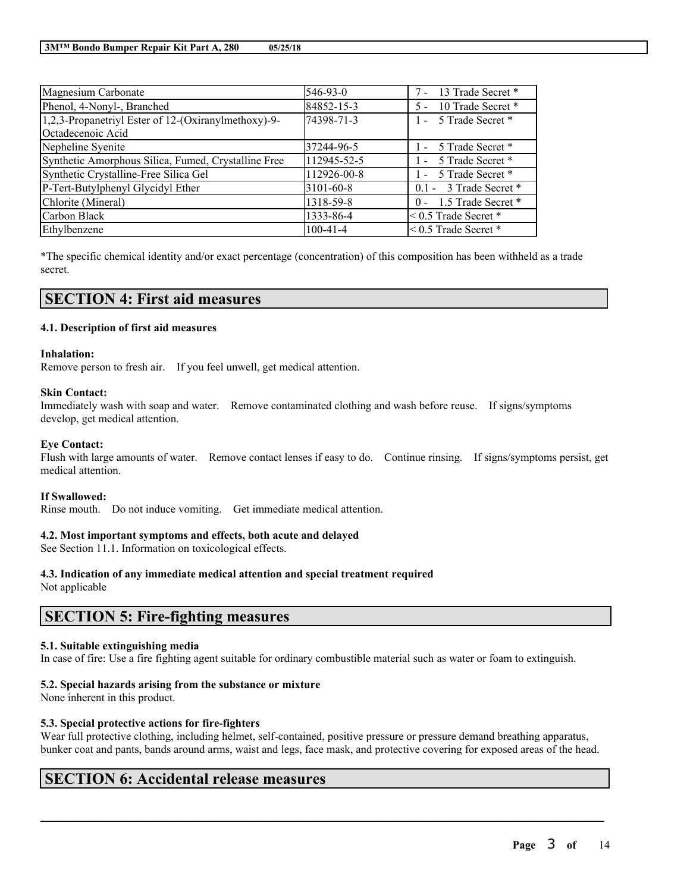| Magnesium Carbonate | 546-93-0 | 7 - 13 Trade Secret * |
| --- | --- | --- |
| Phenol, 4-Nonyl-, Branched | 84852-15-3 | 5 - 10 Trade Secret * |
| 1,2,3-Propanetriyl Ester of 12-(Oxiranylmethoxy)-9-Octadecenoic Acid | 74398-71-3 | 1 - 5 Trade Secret * |
| Nepheline Syenite | 37244-96-5 | 1 - 5 Trade Secret * |
| Synthetic Amorphous Silica, Fumed, Crystalline Free | 112945-52-5 | 1 - 5 Trade Secret * |
| Synthetic Crystalline-Free Silica Gel | 112926-00-8 | 1 - 5 Trade Secret * |
| P-Tert-Butylphenyl Glycidyl Ether | 3101-60-8 | 0.1 - 3 Trade Secret * |
| Chlorite (Mineral) | 1318-59-8 | 0 - 1.5 Trade Secret * |
| Carbon Black | 1333-86-4 | < 0.5 Trade Secret * |
| Ethylbenzene | 100-41-4 | < 0.5 Trade Secret * |

*The specific chemical identity and/or exact percentage (concentration) of this composition has been withheld as a trade secret.

## SECTION 4: First aid measures

### 4.1. Description of first aid measures

**Inhalation:**
Remove person to fresh air. If you feel unwell, get medical attention.

**Skin Contact:**
Immediately wash with soap and water. Remove contaminated clothing and wash before reuse. If signs/symptoms develop, get medical attention.

**Eye Contact:**
Flush with large amounts of water. Remove contact lenses if easy to do. Continue rinsing. If signs/symptoms persist, get medical attention.

**If Swallowed:**
Rinse mouth. Do not induce vomiting. Get immediate medical attention.

### 4.2. Most important symptoms and effects, both acute and delayed

See Section 11.1. Information on toxicological effects.

### 4.3. Indication of any immediate medical attention and special treatment required

Not applicable

## SECTION 5: Fire-fighting measures

### 5.1. Suitable extinguishing media

In case of fire: Use a fire fighting agent suitable for ordinary combustible material such as water or foam to extinguish.

### 5.2. Special hazards arising from the substance or mixture

None inherent in this product.

### 5.3. Special protective actions for fire-fighters

Wear full protective clothing, including helmet, self-contained, positive pressure or pressure demand breathing apparatus, bunker coat and pants, bands around arms, waist and legs, face mask, and protective covering for exposed areas of the head.

## SECTION 6: Accidental release measures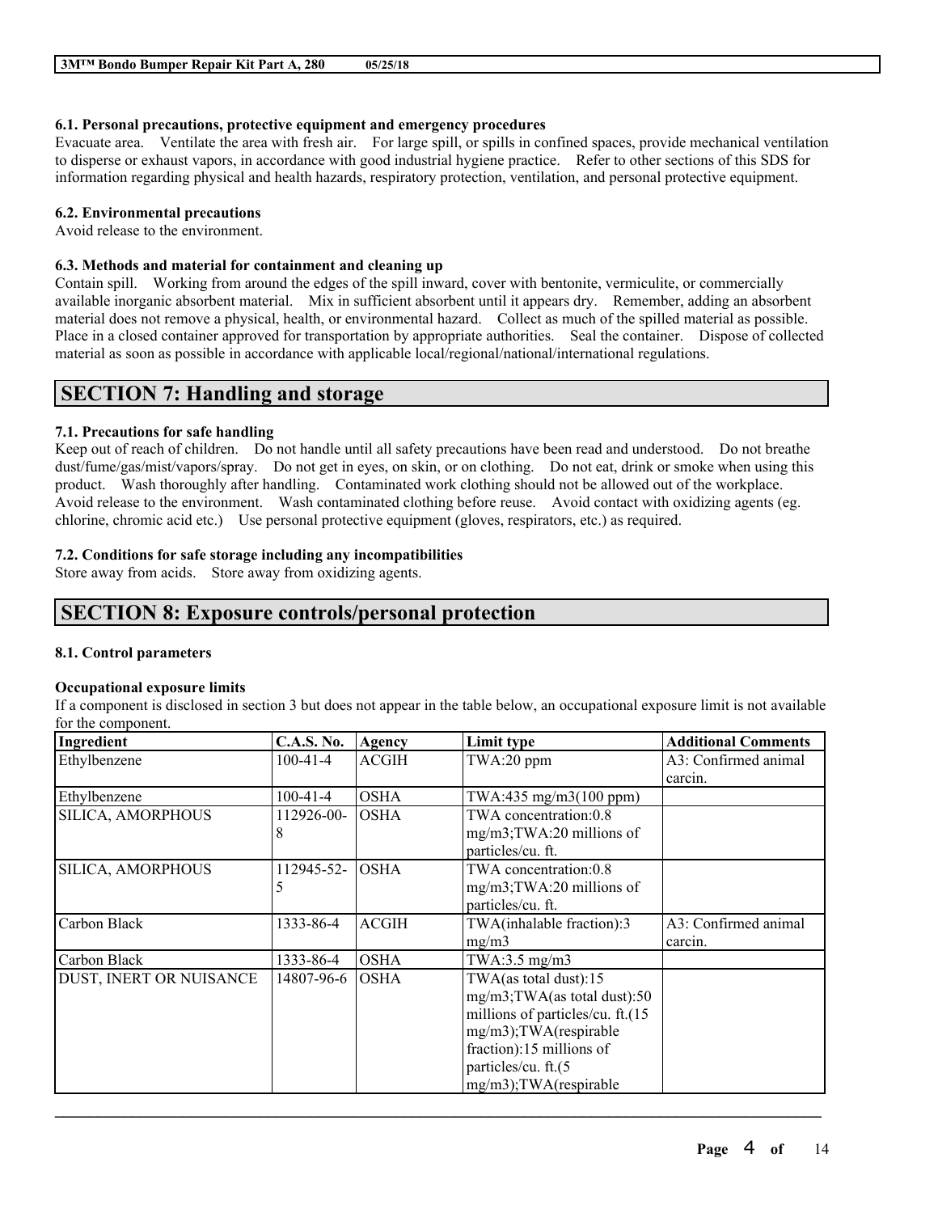#### 6.1. Personal precautions, protective equipment and emergency procedures

Evacuate area. Ventilate the area with fresh air. For large spill, or spills in confined spaces, provide mechanical ventilation to disperse or exhaust vapors, in accordance with good industrial hygiene practice. Refer to other sections of this SDS for information regarding physical and health hazards, respiratory protection, ventilation, and personal protective equipment.

#### 6.2. Environmental precautions

Avoid release to the environment.

#### 6.3. Methods and material for containment and cleaning up

Contain spill. Working from around the edges of the spill inward, cover with bentonite, vermiculite, or commercially available inorganic absorbent material. Mix in sufficient absorbent until it appears dry. Remember, adding an absorbent material does not remove a physical, health, or environmental hazard. Collect as much of the spilled material as possible. Place in a closed container approved for transportation by appropriate authorities. Seal the container. Dispose of collected material as soon as possible in accordance with applicable local/regional/national/international regulations.

## SECTION 7: Handling and storage

#### 7.1. Precautions for safe handling

Keep out of reach of children. Do not handle until all safety precautions have been read and understood. Do not breathe dust/fume/gas/mist/vapors/spray. Do not get in eyes, on skin, or on clothing. Do not eat, drink or smoke when using this product. Wash thoroughly after handling. Contaminated work clothing should not be allowed out of the workplace. Avoid release to the environment. Wash contaminated clothing before reuse. Avoid contact with oxidizing agents (eg. chlorine, chromic acid etc.) Use personal protective equipment (gloves, respirators, etc.) as required.

#### 7.2. Conditions for safe storage including any incompatibilities

Store away from acids. Store away from oxidizing agents.

## SECTION 8: Exposure controls/personal protection

#### 8.1. Control parameters

**Occupational exposure limits**

If a component is disclosed in section 3 but does not appear in the table below, an occupational exposure limit is not available for the component.

| Ingredient | C.A.S. No. | Agency | Limit type | Additional Comments |
|---|---|---|---|---|
| Ethylbenzene | 100-41-4 | ACGIH | TWA:20 ppm | A3: Confirmed animal carcin. |
| Ethylbenzene | 100-41-4 | OSHA | TWA:435 mg/m3(100 ppm) | |
| SILICA, AMORPHOUS | 112926-00-8 | OSHA | TWA concentration:0.8 mg/m3;TWA:20 millions of particles/cu. ft. | |
| SILICA, AMORPHOUS | 112945-52-5 | OSHA | TWA concentration:0.8 mg/m3;TWA:20 millions of particles/cu. ft. | |
| Carbon Black | 1333-86-4 | ACGIH | TWA(inhalable fraction):3 mg/m3 | A3: Confirmed animal carcin. |
| Carbon Black | 1333-86-4 | OSHA | TWA:3.5 mg/m3 | |
| DUST, INERT OR NUISANCE | 14807-96-6 | OSHA | TWA(as total dust):15 mg/m3;TWA(as total dust):50 millions of particles/cu. ft.(15 mg/m3);TWA(respirable fraction):15 millions of particles/cu. ft.(5 mg/m3);TWA(respirable | |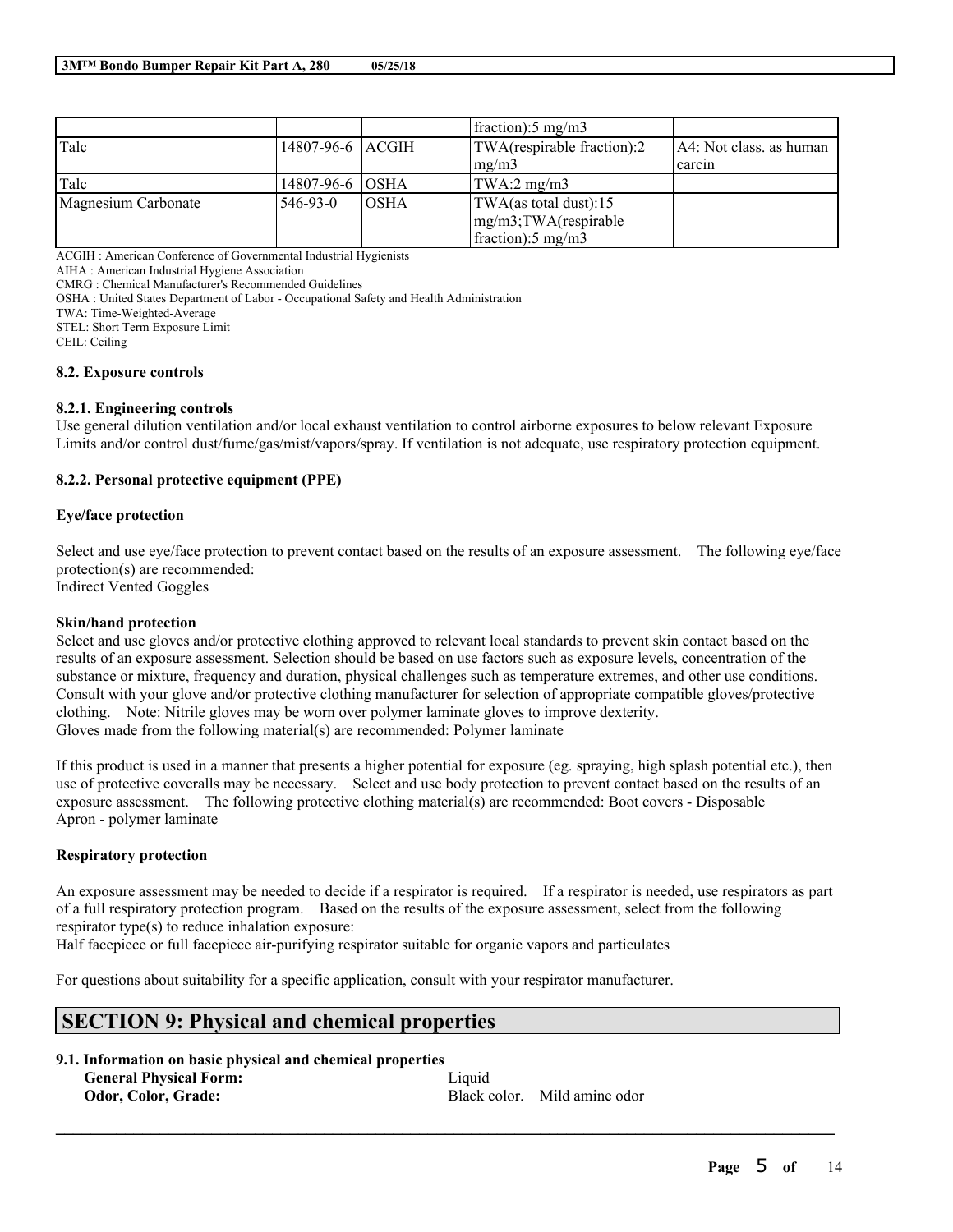| | | | fraction):5 mg/m3 | |
|---|---|---|---|---|
| Talc | 14807-96-6 | ACGIH | TWA(respirable fraction):2 mg/m3 | A4: Not class. as human carcin |
| Talc | 14807-96-6 | OSHA | TWA:2 mg/m3 | |
| Magnesium Carbonate | 546-93-0 | OSHA | TWA(as total dust):15 mg/m3;TWA(respirable fraction):5 mg/m3 | |

ACGIH : American Conference of Governmental Industrial Hygienists
AIHA : American Industrial Hygiene Association
CMRG : Chemical Manufacturer's Recommended Guidelines
OSHA : United States Department of Labor - Occupational Safety and Health Administration
TWA: Time-Weighted-Average
STEL: Short Term Exposure Limit
CEIL: Ceiling

### 8.2. Exposure controls

#### 8.2.1. Engineering controls

Use general dilution ventilation and/or local exhaust ventilation to control airborne exposures to below relevant Exposure Limits and/or control dust/fume/gas/mist/vapors/spray. If ventilation is not adequate, use respiratory protection equipment.

#### 8.2.2. Personal protective equipment (PPE)

**Eye/face protection**

Select and use eye/face protection to prevent contact based on the results of an exposure assessment. The following eye/face protection(s) are recommended:
Indirect Vented Goggles

**Skin/hand protection**

Select and use gloves and/or protective clothing approved to relevant local standards to prevent skin contact based on the results of an exposure assessment. Selection should be based on use factors such as exposure levels, concentration of the substance or mixture, frequency and duration, physical challenges such as temperature extremes, and other use conditions. Consult with your glove and/or protective clothing manufacturer for selection of appropriate compatible gloves/protective clothing. Note: Nitrile gloves may be worn over polymer laminate gloves to improve dexterity.
Gloves made from the following material(s) are recommended: Polymer laminate

If this product is used in a manner that presents a higher potential for exposure (eg. spraying, high splash potential etc.), then use of protective coveralls may be necessary. Select and use body protection to prevent contact based on the results of an exposure assessment. The following protective clothing material(s) are recommended: Boot covers - Disposable
Apron - polymer laminate

**Respiratory protection**

An exposure assessment may be needed to decide if a respirator is required. If a respirator is needed, use respirators as part of a full respiratory protection program. Based on the results of the exposure assessment, select from the following respirator type(s) to reduce inhalation exposure:
Half facepiece or full facepiece air-purifying respirator suitable for organic vapors and particulates

For questions about suitability for a specific application, consult with your respirator manufacturer.

## SECTION 9: Physical and chemical properties

### 9.1. Information on basic physical and chemical properties

**General Physical Form:** Liquid
**Odor, Color, Grade:** Black color. Mild amine odor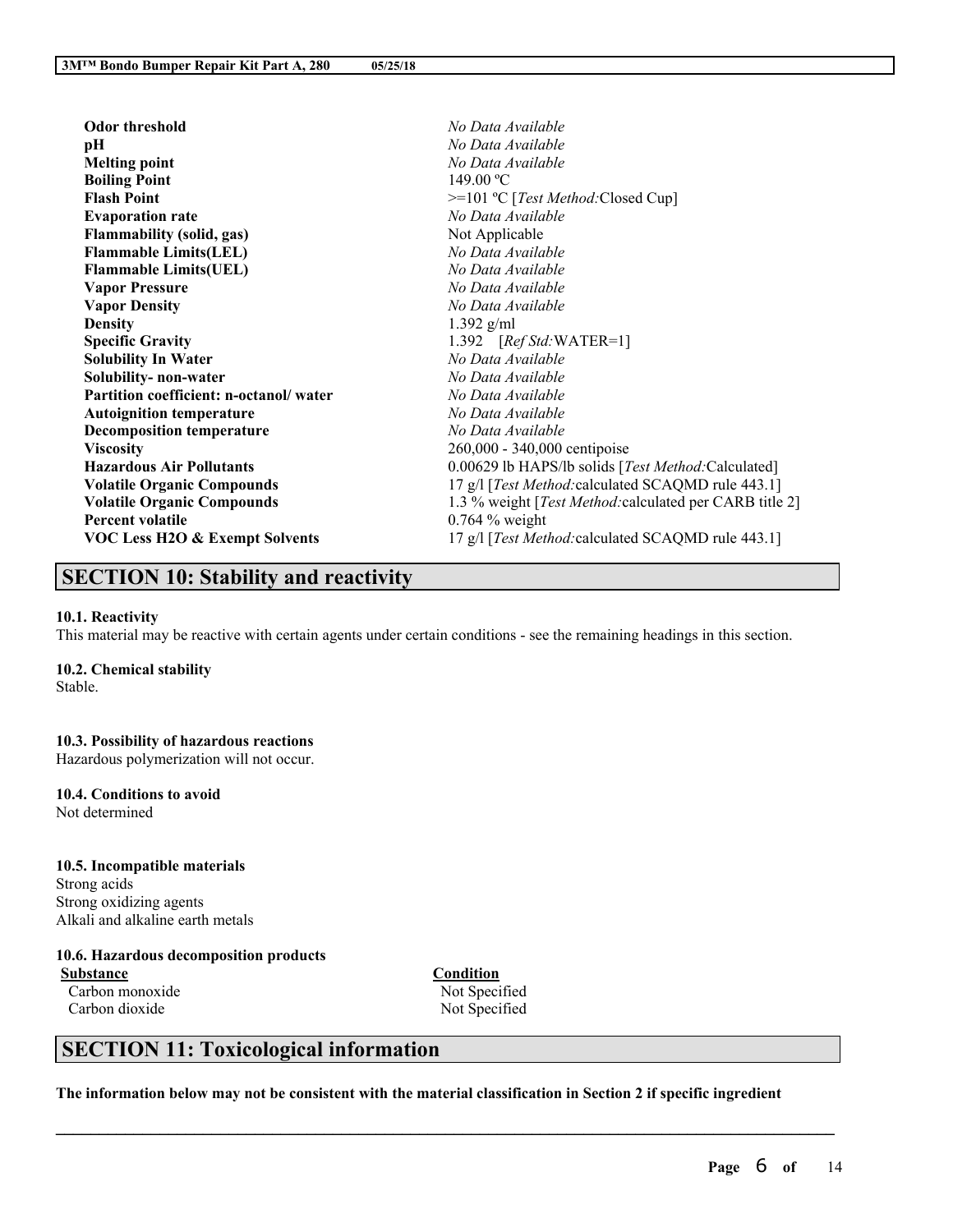| | |
|---|---|
| **Odor threshold** | *No Data Available* |
| **pH** | *No Data Available* |
| **Melting point** | *No Data Available* |
| **Boiling Point** | 149.00 ºC |
| **Flash Point** | >=101 ºC [*Test Method:*Closed Cup] |
| **Evaporation rate** | *No Data Available* |
| **Flammability (solid, gas)** | Not Applicable |
| **Flammable Limits(LEL)** | *No Data Available* |
| **Flammable Limits(UEL)** | *No Data Available* |
| **Vapor Pressure** | *No Data Available* |
| **Vapor Density** | *No Data Available* |
| **Density** | 1.392 g/ml |
| **Specific Gravity** | 1.392 [*Ref Std:*WATER=1] |
| **Solubility In Water** | *No Data Available* |
| **Solubility- non-water** | *No Data Available* |
| **Partition coefficient: n-octanol/ water** | *No Data Available* |
| **Autoignition temperature** | *No Data Available* |
| **Decomposition temperature** | *No Data Available* |
| **Viscosity** | 260,000 - 340,000 centipoise |
| **Hazardous Air Pollutants** | 0.00629 lb HAPS/lb solids [*Test Method:*Calculated] |
| **Volatile Organic Compounds** | 17 g/l [*Test Method:*calculated SCAQMD rule 443.1] |
| **Volatile Organic Compounds** | 1.3 % weight [*Test Method:*calculated per CARB title 2] |
| **Percent volatile** | 0.764 % weight |
| **VOC Less H2O & Exempt Solvents** | 17 g/l [*Test Method:*calculated SCAQMD rule 443.1] |

# SECTION 10: Stability and reactivity

**10.1. Reactivity**

This material may be reactive with certain agents under certain conditions - see the remaining headings in this section.

**10.2. Chemical stability**

Stable.

**10.3. Possibility of hazardous reactions**

Hazardous polymerization will not occur.

**10.4. Conditions to avoid**

Not determined

**10.5. Incompatible materials**

Strong acids
Strong oxidizing agents
Alkali and alkaline earth metals

**10.6. Hazardous decomposition products**

| Substance | Condition |
|---|---|
| Carbon monoxide | Not Specified |
| Carbon dioxide | Not Specified |

# SECTION 11: Toxicological information

**The information below may not be consistent with the material classification in Section 2 if specific ingredient**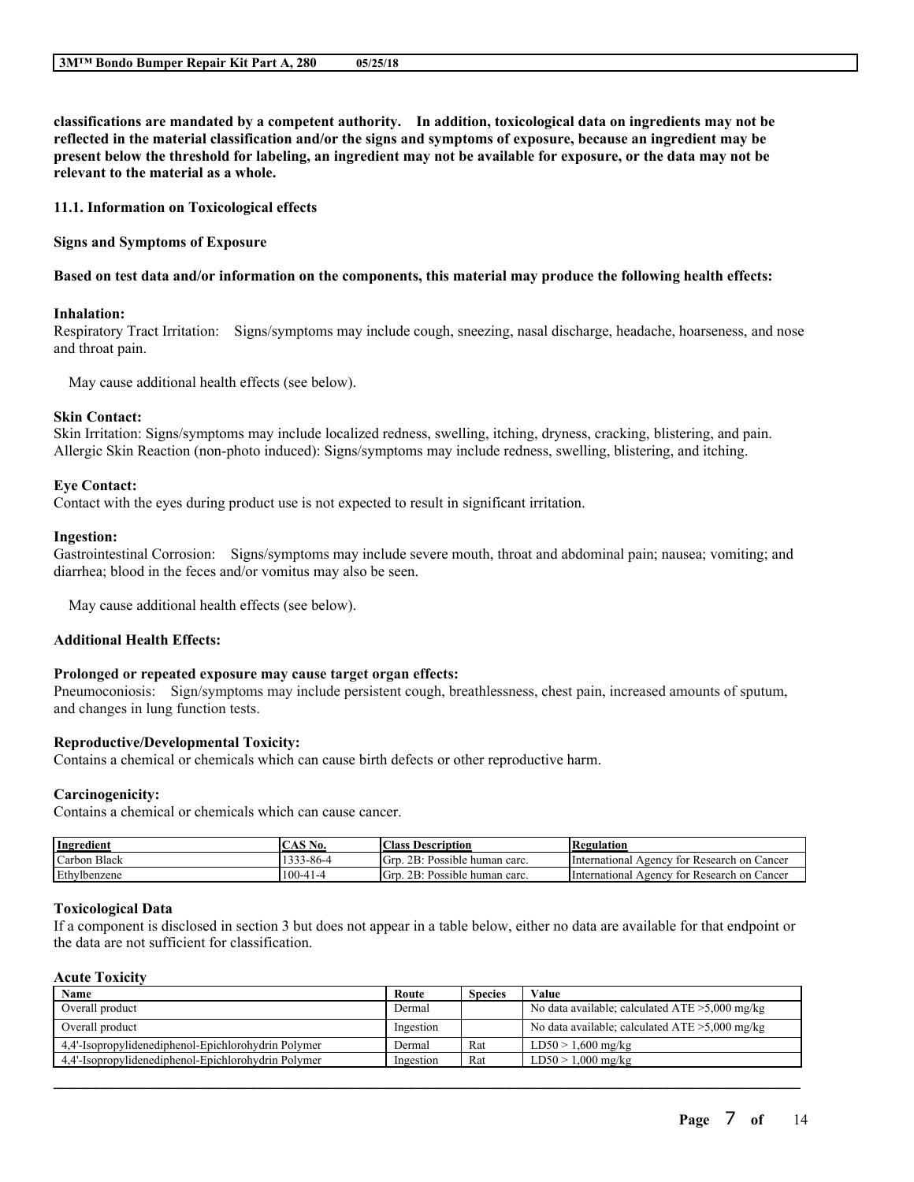**classifications are mandated by a competent authority. In addition, toxicological data on ingredients may not be reflected in the material classification and/or the signs and symptoms of exposure, because an ingredient may be present below the threshold for labeling, an ingredient may not be available for exposure, or the data may not be relevant to the material as a whole.**

### 11.1. Information on Toxicological effects

**Signs and Symptoms of Exposure**

**Based on test data and/or information on the components, this material may produce the following health effects:**

**Inhalation:**
Respiratory Tract Irritation: Signs/symptoms may include cough, sneezing, nasal discharge, headache, hoarseness, and nose and throat pain.

May cause additional health effects (see below).

**Skin Contact:**
Skin Irritation: Signs/symptoms may include localized redness, swelling, itching, dryness, cracking, blistering, and pain.
Allergic Skin Reaction (non-photo induced): Signs/symptoms may include redness, swelling, blistering, and itching.

**Eye Contact:**
Contact with the eyes during product use is not expected to result in significant irritation.

**Ingestion:**
Gastrointestinal Corrosion: Signs/symptoms may include severe mouth, throat and abdominal pain; nausea; vomiting; and diarrhea; blood in the feces and/or vomitus may also be seen.

May cause additional health effects (see below).

**Additional Health Effects:**

**Prolonged or repeated exposure may cause target organ effects:**
Pneumoconiosis: Sign/symptoms may include persistent cough, breathlessness, chest pain, increased amounts of sputum, and changes in lung function tests.

**Reproductive/Developmental Toxicity:**
Contains a chemical or chemicals which can cause birth defects or other reproductive harm.

**Carcinogenicity:**
Contains a chemical or chemicals which can cause cancer.

| Ingredient | CAS No. | Class Description | Regulation |
|---|---|---|---|
| Carbon Black | 1333-86-4 | Grp. 2B: Possible human carc. | International Agency for Research on Cancer |
| Ethylbenzene | 100-41-4 | Grp. 2B: Possible human carc. | International Agency for Research on Cancer |

**Toxicological Data**
If a component is disclosed in section 3 but does not appear in a table below, either no data are available for that endpoint or the data are not sufficient for classification.

**Acute Toxicity**

| Name | Route | Species | Value |
|---|---|---|---|
| Overall product | Dermal | | No data available; calculated ATE >5,000 mg/kg |
| Overall product | Ingestion | | No data available; calculated ATE >5,000 mg/kg |
| 4,4'-Isopropylidenediphenol-Epichlorohydrin Polymer | Dermal | Rat | LD50 > 1,600 mg/kg |
| 4,4'-Isopropylidenediphenol-Epichlorohydrin Polymer | Ingestion | Rat | LD50 > 1,000 mg/kg |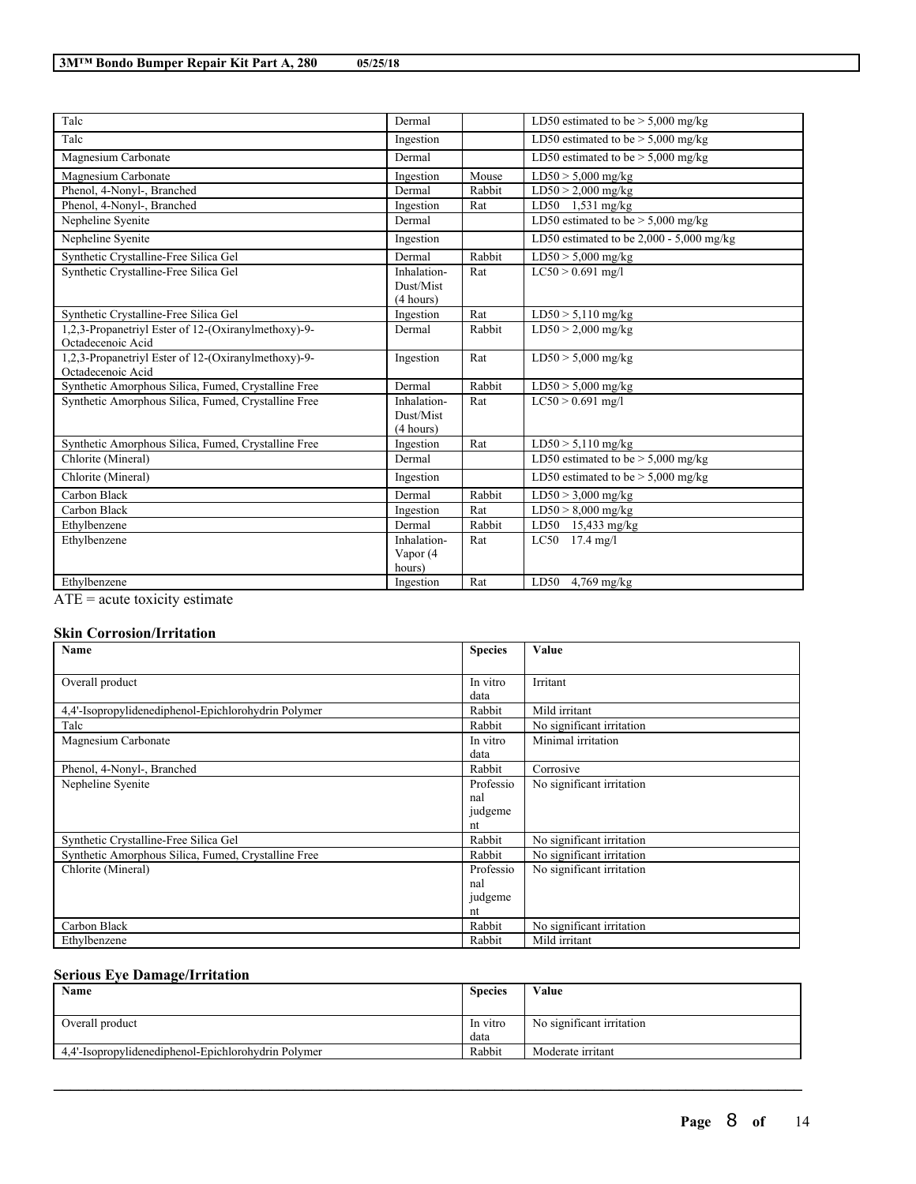| Talc | Dermal | | LD50 estimated to be > 5,000 mg/kg |
|---|---|---|---|
| Talc | Ingestion | | LD50 estimated to be > 5,000 mg/kg |
| Magnesium Carbonate | Dermal | | LD50 estimated to be > 5,000 mg/kg |
| Magnesium Carbonate | Ingestion | Mouse | LD50 > 5,000 mg/kg |
| Phenol, 4-Nonyl-, Branched | Dermal | Rabbit | LD50 > 2,000 mg/kg |
| Phenol, 4-Nonyl-, Branched | Ingestion | Rat | LD50 1,531 mg/kg |
| Nepheline Syenite | Dermal | | LD50 estimated to be > 5,000 mg/kg |
| Nepheline Syenite | Ingestion | | LD50 estimated to be 2,000 - 5,000 mg/kg |
| Synthetic Crystalline-Free Silica Gel | Dermal | Rabbit | LD50 > 5,000 mg/kg |
| Synthetic Crystalline-Free Silica Gel | Inhalation-Dust/Mist (4 hours) | Rat | LC50 > 0.691 mg/l |
| Synthetic Crystalline-Free Silica Gel | Ingestion | Rat | LD50 > 5,110 mg/kg |
| 1,2,3-Propanetriyl Ester of 12-(Oxiranylmethoxy)-9-Octadecenoic Acid | Dermal | Rabbit | LD50 > 2,000 mg/kg |
| 1,2,3-Propanetriyl Ester of 12-(Oxiranylmethoxy)-9-Octadecenoic Acid | Ingestion | Rat | LD50 > 5,000 mg/kg |
| Synthetic Amorphous Silica, Fumed, Crystalline Free | Dermal | Rabbit | LD50 > 5,000 mg/kg |
| Synthetic Amorphous Silica, Fumed, Crystalline Free | Inhalation-Dust/Mist (4 hours) | Rat | LC50 > 0.691 mg/l |
| Synthetic Amorphous Silica, Fumed, Crystalline Free | Ingestion | Rat | LD50 > 5,110 mg/kg |
| Chlorite (Mineral) | Dermal | | LD50 estimated to be > 5,000 mg/kg |
| Chlorite (Mineral) | Ingestion | | LD50 estimated to be > 5,000 mg/kg |
| Carbon Black | Dermal | Rabbit | LD50 > 3,000 mg/kg |
| Carbon Black | Ingestion | Rat | LD50 > 8,000 mg/kg |
| Ethylbenzene | Dermal | Rabbit | LD50 15,433 mg/kg |
| Ethylbenzene | Inhalation-Vapor (4 hours) | Rat | LC50 17.4 mg/l |
| Ethylbenzene | Ingestion | Rat | LD50 4,769 mg/kg |

ATE = acute toxicity estimate

### Skin Corrosion/Irritation

| Name | Species | Value |
|---|---|---|
| Overall product | In vitro data | Irritant |
| 4,4'-Isopropylidenediphenol-Epichlorohydrin Polymer | Rabbit | Mild irritant |
| Talc | Rabbit | No significant irritation |
| Magnesium Carbonate | In vitro data | Minimal irritation |
| Phenol, 4-Nonyl-, Branched | Rabbit | Corrosive |
| Nepheline Syenite | Professional judgement | No significant irritation |
| Synthetic Crystalline-Free Silica Gel | Rabbit | No significant irritation |
| Synthetic Amorphous Silica, Fumed, Crystalline Free | Rabbit | No significant irritation |
| Chlorite (Mineral) | Professional judgement | No significant irritation |
| Carbon Black | Rabbit | No significant irritation |
| Ethylbenzene | Rabbit | Mild irritant |

### Serious Eye Damage/Irritation

| Name | Species | Value |
|---|---|---|
| Overall product | In vitro data | No significant irritation |
| 4,4'-Isopropylidenediphenol-Epichlorohydrin Polymer | Rabbit | Moderate irritant |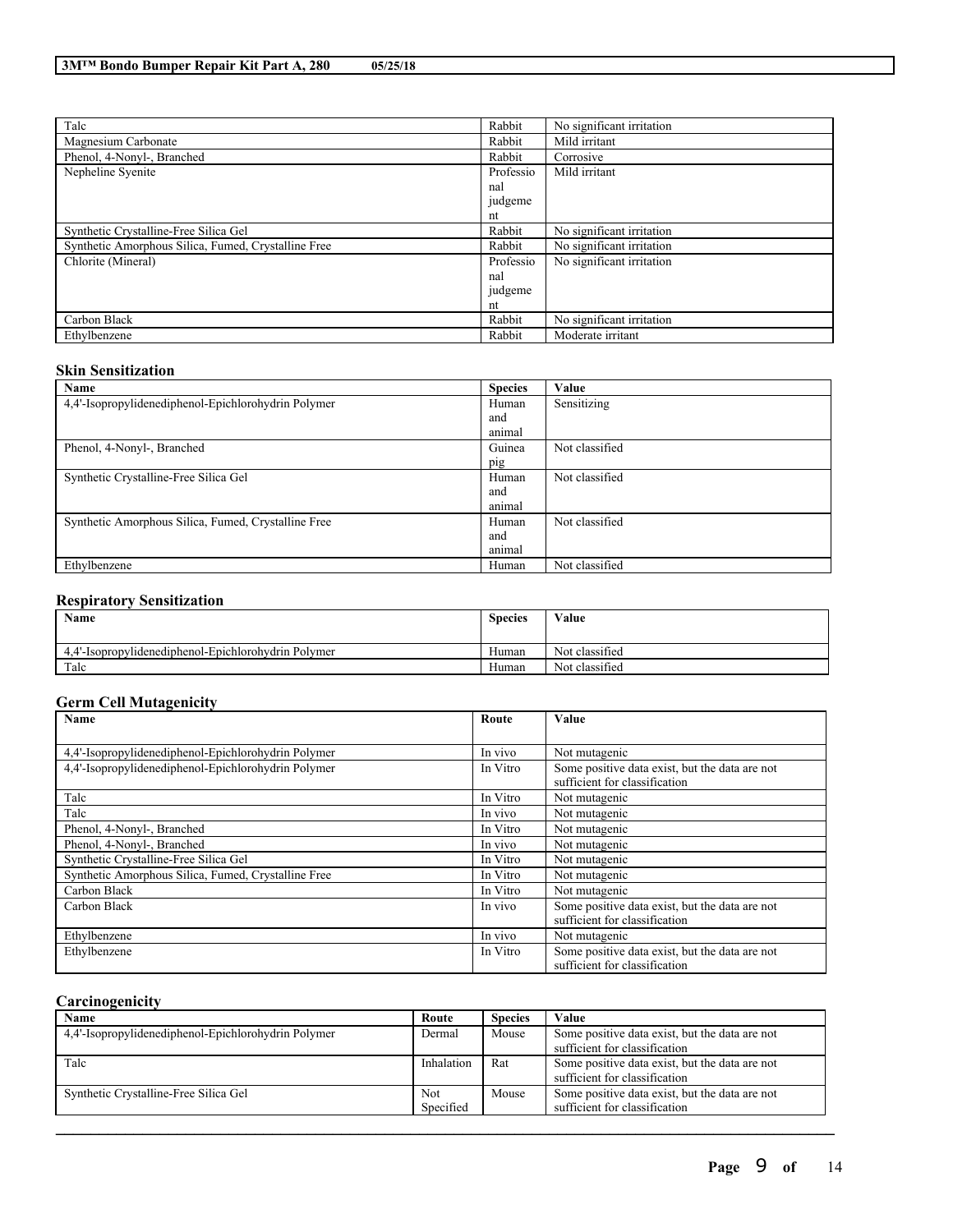| Talc | Rabbit | No significant irritation |
|---|---|---|
| Magnesium Carbonate | Rabbit | Mild irritant |
| Phenol, 4-Nonyl-, Branched | Rabbit | Corrosive |
| Nepheline Syenite | Professional judgement | Mild irritant |
| Synthetic Crystalline-Free Silica Gel | Rabbit | No significant irritation |
| Synthetic Amorphous Silica, Fumed, Crystalline Free | Rabbit | No significant irritation |
| Chlorite (Mineral) | Professional judgement | No significant irritation |
| Carbon Black | Rabbit | No significant irritation |
| Ethylbenzene | Rabbit | Moderate irritant |

### Skin Sensitization

| Name | Species | Value |
|---|---|---|
| 4,4'-Isopropylidenediphenol-Epichlorohydrin Polymer | Human and animal | Sensitizing |
| Phenol, 4-Nonyl-, Branched | Guinea pig | Not classified |
| Synthetic Crystalline-Free Silica Gel | Human and animal | Not classified |
| Synthetic Amorphous Silica, Fumed, Crystalline Free | Human and animal | Not classified |
| Ethylbenzene | Human | Not classified |

### Respiratory Sensitization

| Name | Species | Value |
|---|---|---|
| 4,4'-Isopropylidenediphenol-Epichlorohydrin Polymer | Human | Not classified |
| Talc | Human | Not classified |

### Germ Cell Mutagenicity

| Name | Route | Value |
|---|---|---|
| 4,4'-Isopropylidenediphenol-Epichlorohydrin Polymer | In vivo | Not mutagenic |
| 4,4'-Isopropylidenediphenol-Epichlorohydrin Polymer | In Vitro | Some positive data exist, but the data are not sufficient for classification |
| Talc | In Vitro | Not mutagenic |
| Talc | In vivo | Not mutagenic |
| Phenol, 4-Nonyl-, Branched | In Vitro | Not mutagenic |
| Phenol, 4-Nonyl-, Branched | In vivo | Not mutagenic |
| Synthetic Crystalline-Free Silica Gel | In Vitro | Not mutagenic |
| Synthetic Amorphous Silica, Fumed, Crystalline Free | In Vitro | Not mutagenic |
| Carbon Black | In Vitro | Not mutagenic |
| Carbon Black | In vivo | Some positive data exist, but the data are not sufficient for classification |
| Ethylbenzene | In vivo | Not mutagenic |
| Ethylbenzene | In Vitro | Some positive data exist, but the data are not sufficient for classification |

### Carcinogenicity

| Name | Route | Species | Value |
|---|---|---|---|
| 4,4'-Isopropylidenediphenol-Epichlorohydrin Polymer | Dermal | Mouse | Some positive data exist, but the data are not sufficient for classification |
| Talc | Inhalation | Rat | Some positive data exist, but the data are not sufficient for classification |
| Synthetic Crystalline-Free Silica Gel | Not Specified | Mouse | Some positive data exist, but the data are not sufficient for classification |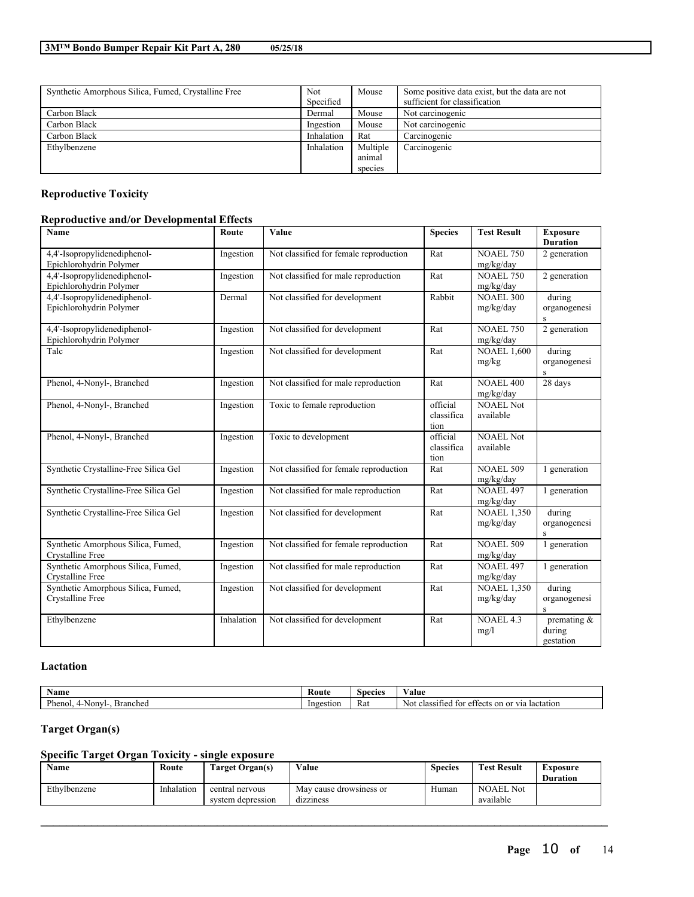| Synthetic Amorphous Silica, Fumed, Crystalline Free | Not Specified | Mouse | Some positive data exist, but the data are not sufficient for classification |
|---|---|---|---|
| Carbon Black | Dermal | Mouse | Not carcinogenic |
| Carbon Black | Ingestion | Mouse | Not carcinogenic |
| Carbon Black | Inhalation | Rat | Carcinogenic |
| Ethylbenzene | Inhalation | Multiple animal species | Carcinogenic |

## Reproductive Toxicity

### Reproductive and/or Developmental Effects

| Name | Route | Value | Species | Test Result | Exposure Duration |
|---|---|---|---|---|---|
| 4,4'-Isopropylidenediphenol-Epichlorohydrin Polymer | Ingestion | Not classified for female reproduction | Rat | NOAEL 750 mg/kg/day | 2 generation |
| 4,4'-Isopropylidenediphenol-Epichlorohydrin Polymer | Ingestion | Not classified for male reproduction | Rat | NOAEL 750 mg/kg/day | 2 generation |
| 4,4'-Isopropylidenediphenol-Epichlorohydrin Polymer | Dermal | Not classified for development | Rabbit | NOAEL 300 mg/kg/day | during organogenesis |
| 4,4'-Isopropylidenediphenol-Epichlorohydrin Polymer | Ingestion | Not classified for development | Rat | NOAEL 750 mg/kg/day | 2 generation |
| Talc | Ingestion | Not classified for development | Rat | NOAEL 1,600 mg/kg | during organogenesis |
| Phenol, 4-Nonyl-, Branched | Ingestion | Not classified for male reproduction | Rat | NOAEL 400 mg/kg/day | 28 days |
| Phenol, 4-Nonyl-, Branched | Ingestion | Toxic to female reproduction | official classification | NOAEL Not available | |
| Phenol, 4-Nonyl-, Branched | Ingestion | Toxic to development | official classification | NOAEL Not available | |
| Synthetic Crystalline-Free Silica Gel | Ingestion | Not classified for female reproduction | Rat | NOAEL 509 mg/kg/day | 1 generation |
| Synthetic Crystalline-Free Silica Gel | Ingestion | Not classified for male reproduction | Rat | NOAEL 497 mg/kg/day | 1 generation |
| Synthetic Crystalline-Free Silica Gel | Ingestion | Not classified for development | Rat | NOAEL 1,350 mg/kg/day | during organogenesis |
| Synthetic Amorphous Silica, Fumed, Crystalline Free | Ingestion | Not classified for female reproduction | Rat | NOAEL 509 mg/kg/day | 1 generation |
| Synthetic Amorphous Silica, Fumed, Crystalline Free | Ingestion | Not classified for male reproduction | Rat | NOAEL 497 mg/kg/day | 1 generation |
| Synthetic Amorphous Silica, Fumed, Crystalline Free | Ingestion | Not classified for development | Rat | NOAEL 1,350 mg/kg/day | during organogenesis |
| Ethylbenzene | Inhalation | Not classified for development | Rat | NOAEL 4.3 mg/l | premating & during gestation |

## Lactation

| Name | Route | Species | Value |
|---|---|---|---|
| Phenol, 4-Nonyl-, Branched | Ingestion | Rat | Not classified for effects on or via lactation |

## Target Organ(s)

### Specific Target Organ Toxicity - single exposure

| Name | Route | Target Organ(s) | Value | Species | Test Result | Exposure Duration |
|---|---|---|---|---|---|---|
| Ethylbenzene | Inhalation | central nervous system depression | May cause drowsiness or dizziness | Human | NOAEL Not available | |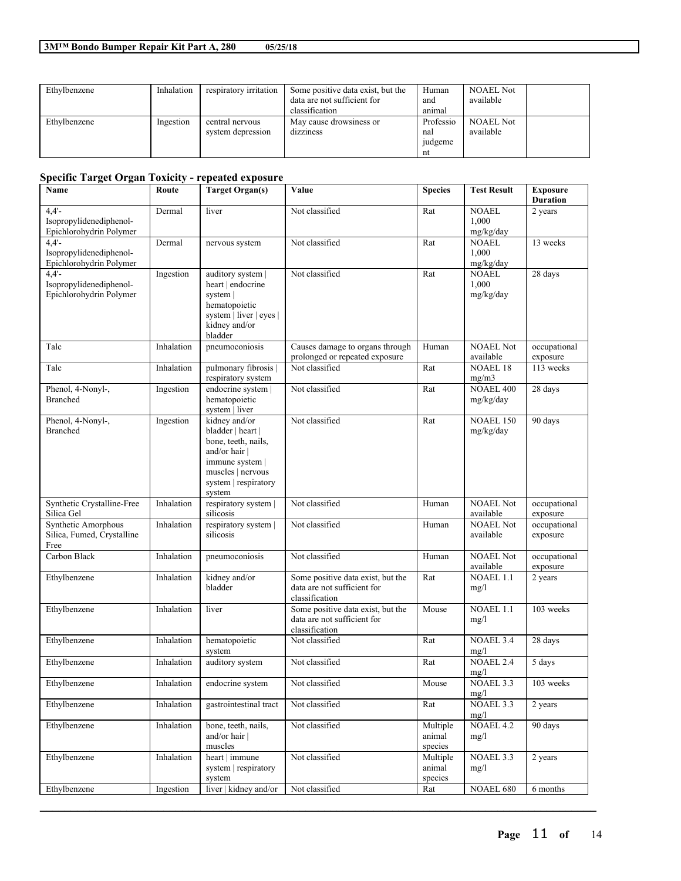| Ethylbenzene | Inhalation | respiratory irritation | Some positive data exist, but the data are not sufficient for classification | Human and animal | NOAEL Not available | |
|---|---|---|---|---|---|---|
| Ethylbenzene | Ingestion | central nervous system depression | May cause drowsiness or dizziness | Professional judgement | NOAEL Not available | |

### Specific Target Organ Toxicity - repeated exposure

| Name | Route | Target Organ(s) | Value | Species | Test Result | Exposure Duration |
|---|---|---|---|---|---|---|
| 4,4'-Isopropylidenediphenol-Epichlorohydrin Polymer | Dermal | liver | Not classified | Rat | NOAEL 1,000 mg/kg/day | 2 years |
| 4,4'-Isopropylidenediphenol-Epichlorohydrin Polymer | Dermal | nervous system | Not classified | Rat | NOAEL 1,000 mg/kg/day | 13 weeks |
| 4,4'-Isopropylidenediphenol-Epichlorohydrin Polymer | Ingestion | auditory system \| heart \| endocrine system \| hematopoietic system \| liver \| eyes \| kidney and/or bladder | Not classified | Rat | NOAEL 1,000 mg/kg/day | 28 days |
| Talc | Inhalation | pneumoconiosis | Causes damage to organs through prolonged or repeated exposure | Human | NOAEL Not available | occupational exposure |
| Talc | Inhalation | pulmonary fibrosis \| respiratory system | Not classified | Rat | NOAEL 18 mg/m3 | 113 weeks |
| Phenol, 4-Nonyl-, Branched | Ingestion | endocrine system \| hematopoietic system \| liver | Not classified | Rat | NOAEL 400 mg/kg/day | 28 days |
| Phenol, 4-Nonyl-, Branched | Ingestion | kidney and/or bladder \| heart \| bone, teeth, nails, and/or hair \| immune system \| muscles \| nervous system \| respiratory system | Not classified | Rat | NOAEL 150 mg/kg/day | 90 days |
| Synthetic Crystalline-Free Silica Gel | Inhalation | respiratory system \| silicosis | Not classified | Human | NOAEL Not available | occupational exposure |
| Synthetic Amorphous Silica, Fumed, Crystalline Free | Inhalation | respiratory system \| silicosis | Not classified | Human | NOAEL Not available | occupational exposure |
| Carbon Black | Inhalation | pneumoconiosis | Not classified | Human | NOAEL Not available | occupational exposure |
| Ethylbenzene | Inhalation | kidney and/or bladder | Some positive data exist, but the data are not sufficient for classification | Rat | NOAEL 1.1 mg/l | 2 years |
| Ethylbenzene | Inhalation | liver | Some positive data exist, but the data are not sufficient for classification | Mouse | NOAEL 1.1 mg/l | 103 weeks |
| Ethylbenzene | Inhalation | hematopoietic system | Not classified | Rat | NOAEL 3.4 mg/l | 28 days |
| Ethylbenzene | Inhalation | auditory system | Not classified | Rat | NOAEL 2.4 mg/l | 5 days |
| Ethylbenzene | Inhalation | endocrine system | Not classified | Mouse | NOAEL 3.3 mg/l | 103 weeks |
| Ethylbenzene | Inhalation | gastrointestinal tract | Not classified | Rat | NOAEL 3.3 mg/l | 2 years |
| Ethylbenzene | Inhalation | bone, teeth, nails, and/or hair \| muscles | Not classified | Multiple animal species | NOAEL 4.2 mg/l | 90 days |
| Ethylbenzene | Inhalation | heart \| immune system \| respiratory system | Not classified | Multiple animal species | NOAEL 3.3 mg/l | 2 years |
| Ethylbenzene | Ingestion | liver \| kidney and/or | Not classified | Rat | NOAEL 680 | 6 months |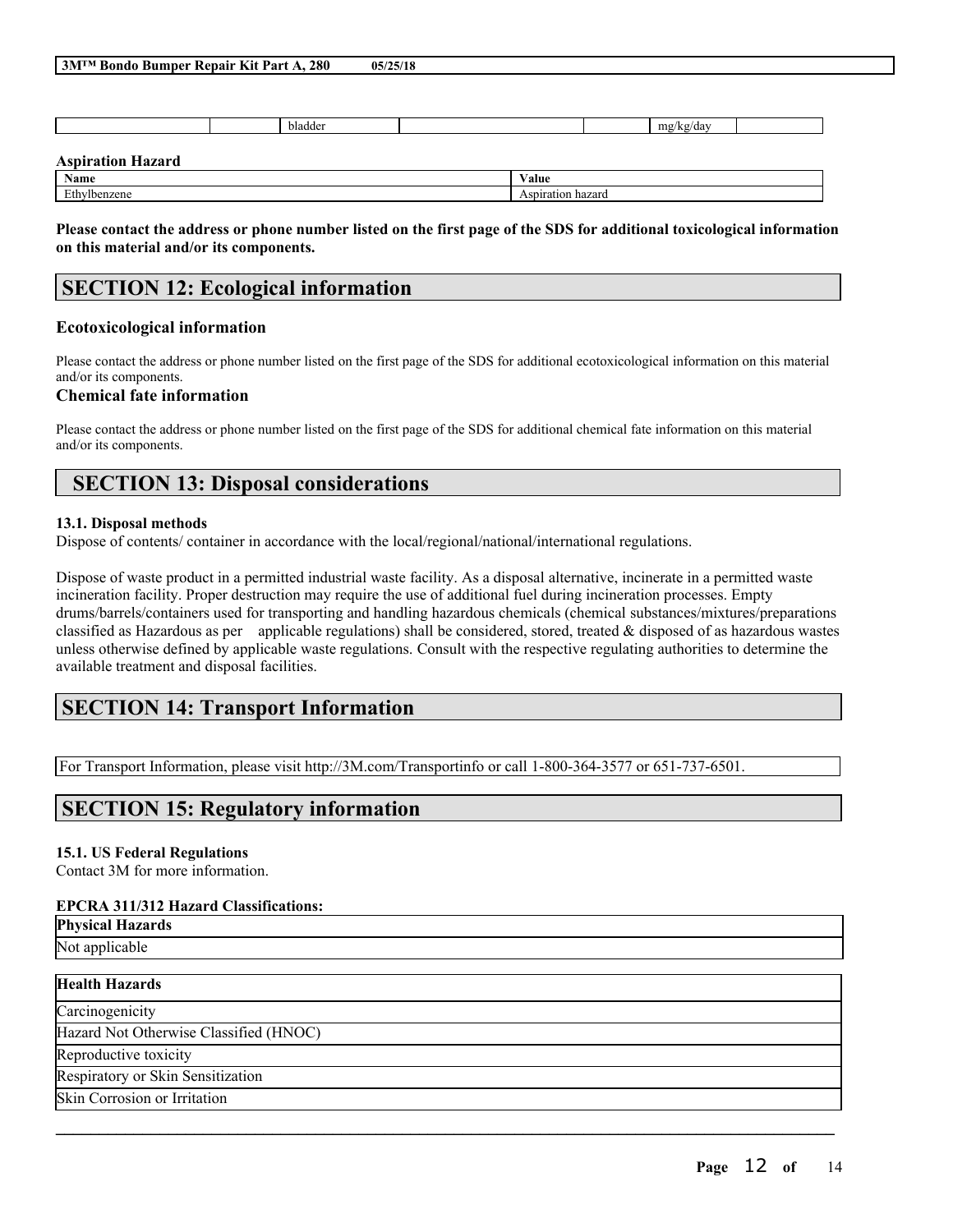| | | bladder | | | mg/kg/day | |
|---|---|---|---|---|---|---|

**Aspiration Hazard**

| Name | Value |
|---|---|
| Ethylbenzene | Aspiration hazard |

**Please contact the address or phone number listed on the first page of the SDS for additional toxicological information on this material and/or its components.**

## SECTION 12: Ecological information

### Ecotoxicological information

Please contact the address or phone number listed on the first page of the SDS for additional ecotoxicological information on this material and/or its components.

### Chemical fate information

Please contact the address or phone number listed on the first page of the SDS for additional chemical fate information on this material and/or its components.

## SECTION 13: Disposal considerations

#### 13.1. Disposal methods

Dispose of contents/ container in accordance with the local/regional/national/international regulations.

Dispose of waste product in a permitted industrial waste facility. As a disposal alternative, incinerate in a permitted waste incineration facility. Proper destruction may require the use of additional fuel during incineration processes. Empty drums/barrels/containers used for transporting and handling hazardous chemicals (chemical substances/mixtures/preparations classified as Hazardous as per applicable regulations) shall be considered, stored, treated & disposed of as hazardous wastes unless otherwise defined by applicable waste regulations. Consult with the respective regulating authorities to determine the available treatment and disposal facilities.

## SECTION 14: Transport Information

For Transport Information, please visit http://3M.com/Transportinfo or call 1-800-364-3577 or 651-737-6501.

## SECTION 15: Regulatory information

#### 15.1. US Federal Regulations

Contact 3M for more information.

**EPCRA 311/312 Hazard Classifications:**

| Physical Hazards |
|---|
| Not applicable |

| Health Hazards |
|---|
| Carcinogenicity |
| Hazard Not Otherwise Classified (HNOC) |
| Reproductive toxicity |
| Respiratory or Skin Sensitization |
| Skin Corrosion or Irritation |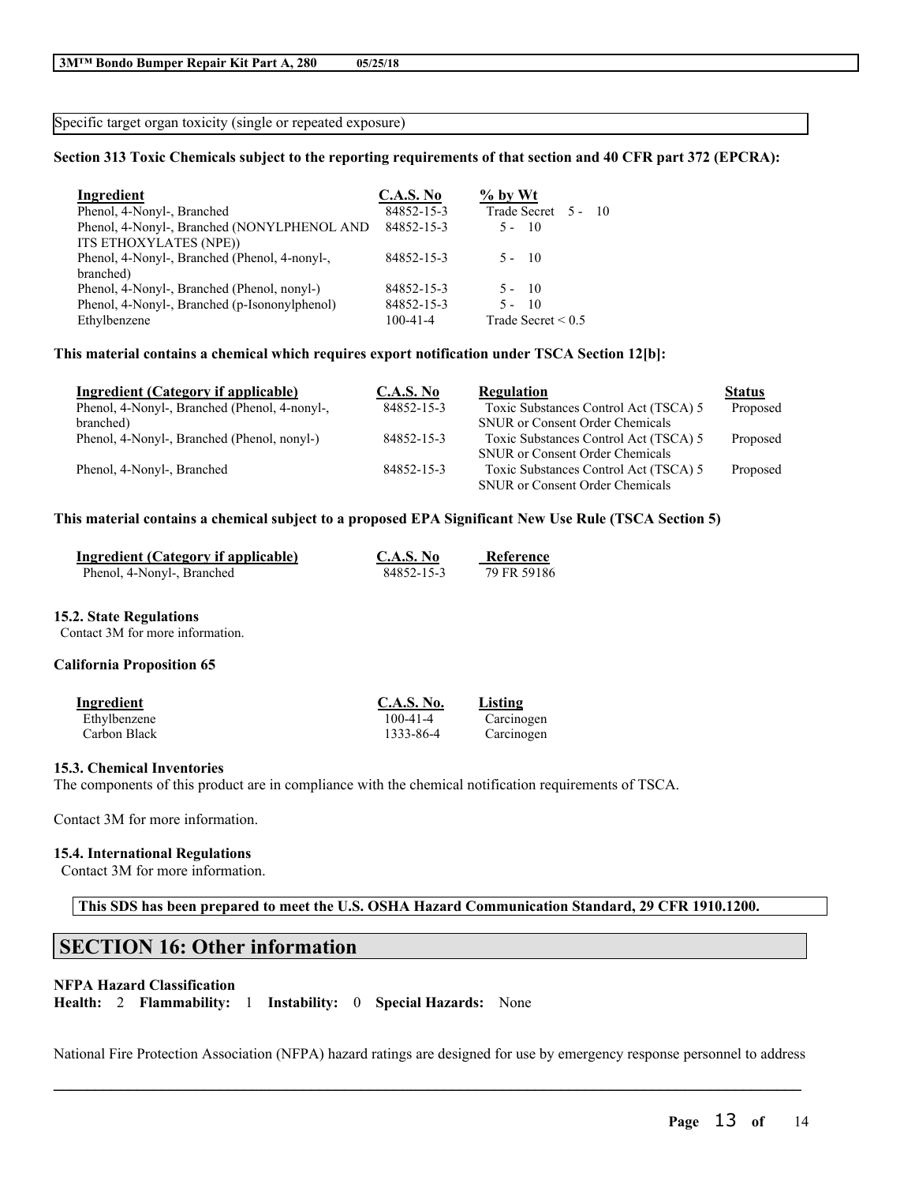Specific target organ toxicity (single or repeated exposure)

**Section 313 Toxic Chemicals subject to the reporting requirements of that section and 40 CFR part 372 (EPCRA):**

| Ingredient | C.A.S. No | % by Wt |
|---|---|---|
| Phenol, 4-Nonyl-, Branched | 84852-15-3 | Trade Secret 5 - 10 |
| Phenol, 4-Nonyl-, Branched (NONYLPHENOL AND ITS ETHOXYLATES (NPE)) | 84852-15-3 | 5 - 10 |
| Phenol, 4-Nonyl-, Branched (Phenol, 4-nonyl-, branched) | 84852-15-3 | 5 - 10 |
| Phenol, 4-Nonyl-, Branched (Phenol, nonyl-) | 84852-15-3 | 5 - 10 |
| Phenol, 4-Nonyl-, Branched (p-Isononylphenol) | 84852-15-3 | 5 - 10 |
| Ethylbenzene | 100-41-4 | Trade Secret < 0.5 |

**This material contains a chemical which requires export notification under TSCA Section 12[b]:**

| Ingredient (Category if applicable) | C.A.S. No | Regulation | Status |
|---|---|---|---|
| Phenol, 4-Nonyl-, Branched (Phenol, 4-nonyl-, branched) | 84852-15-3 | Toxic Substances Control Act (TSCA) 5 SNUR or Consent Order Chemicals | Proposed |
| Phenol, 4-Nonyl-, Branched (Phenol, nonyl-) | 84852-15-3 | Toxic Substances Control Act (TSCA) 5 SNUR or Consent Order Chemicals | Proposed |
| Phenol, 4-Nonyl-, Branched | 84852-15-3 | Toxic Substances Control Act (TSCA) 5 SNUR or Consent Order Chemicals | Proposed |

**This material contains a chemical subject to a proposed EPA Significant New Use Rule (TSCA Section 5)**

| Ingredient (Category if applicable) | C.A.S. No | Reference |
|---|---|---|
| Phenol, 4-Nonyl-, Branched | 84852-15-3 | 79 FR 59186 |

### 15.2. State Regulations

Contact 3M for more information.

**California Proposition 65**

| Ingredient | C.A.S. No. | Listing |
|---|---|---|
| Ethylbenzene | 100-41-4 | Carcinogen |
| Carbon Black | 1333-86-4 | Carcinogen |

### 15.3. Chemical Inventories

The components of this product are in compliance with the chemical notification requirements of TSCA.

Contact 3M for more information.

### 15.4. International Regulations

Contact 3M for more information.

**This SDS has been prepared to meet the U.S. OSHA Hazard Communication Standard, 29 CFR 1910.1200.**

## SECTION 16: Other information

**NFPA Hazard Classification**

**Health:** 2 **Flammability:** 1 **Instability:** 0 **Special Hazards:** None

National Fire Protection Association (NFPA) hazard ratings are designed for use by emergency response personnel to address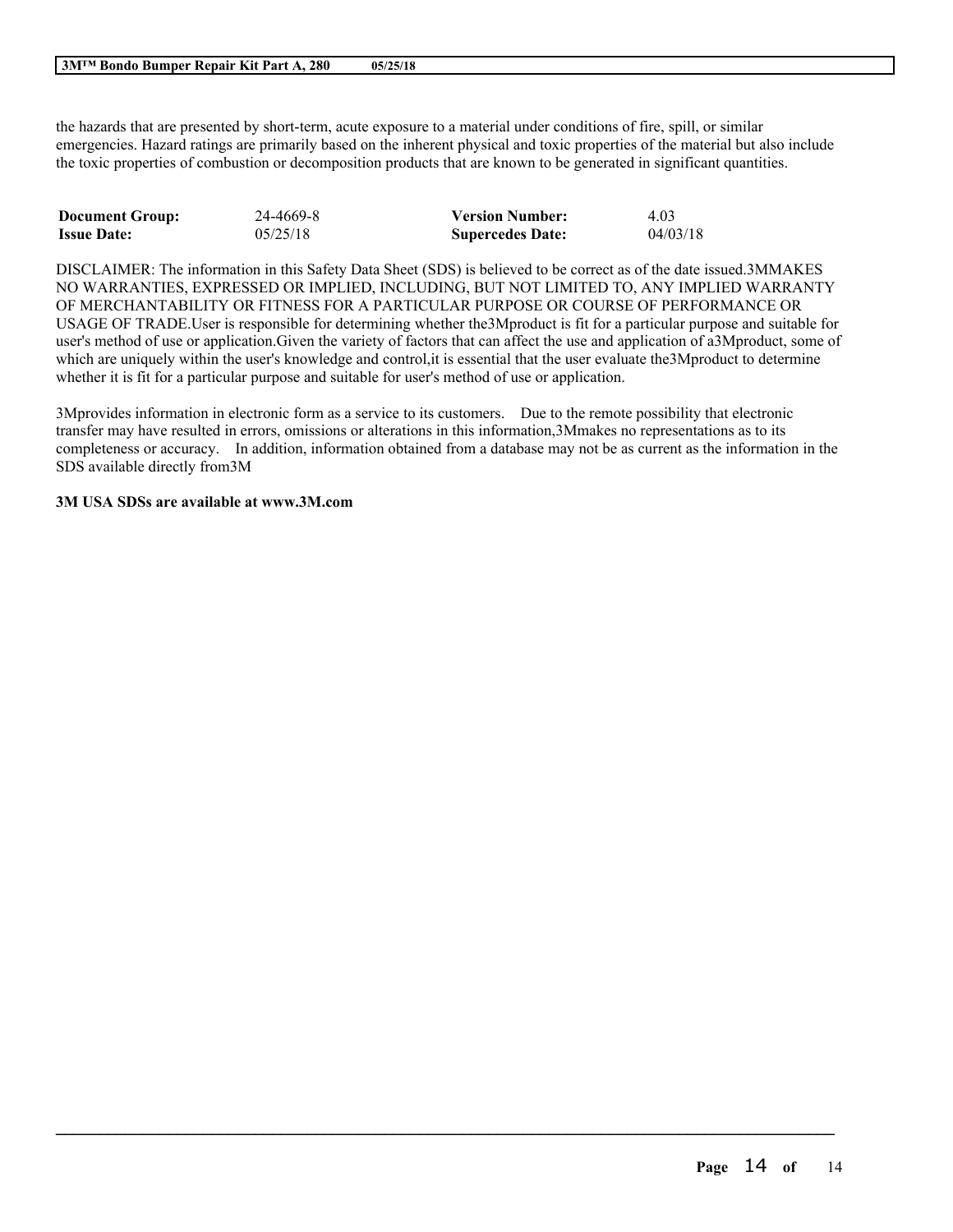the hazards that are presented by short-term, acute exposure to a material under conditions of fire, spill, or similar emergencies. Hazard ratings are primarily based on the inherent physical and toxic properties of the material but also include the toxic properties of combustion or decomposition products that are known to be generated in significant quantities.

| **Document Group:** | 24-4669-8 | **Version Number:** | 4.03 |
| --- | --- | --- | --- |
| **Issue Date:** | 05/25/18 | **Supercedes Date:** | 04/03/18 |

DISCLAIMER: The information in this Safety Data Sheet (SDS) is believed to be correct as of the date issued.3MMAKES NO WARRANTIES, EXPRESSED OR IMPLIED, INCLUDING, BUT NOT LIMITED TO, ANY IMPLIED WARRANTY OF MERCHANTABILITY OR FITNESS FOR A PARTICULAR PURPOSE OR COURSE OF PERFORMANCE OR USAGE OF TRADE.User is responsible for determining whether the3Mproduct is fit for a particular purpose and suitable for user's method of use or application.Given the variety of factors that can affect the use and application of a3Mproduct, some of which are uniquely within the user's knowledge and control,it is essential that the user evaluate the3Mproduct to determine whether it is fit for a particular purpose and suitable for user's method of use or application.

3Mprovides information in electronic form as a service to its customers. Due to the remote possibility that electronic transfer may have resulted in errors, omissions or alterations in this information,3Mmakes no representations as to its completeness or accuracy. In addition, information obtained from a database may not be as current as the information in the SDS available directly from3M

**3M USA SDSs are available at www.3M.com**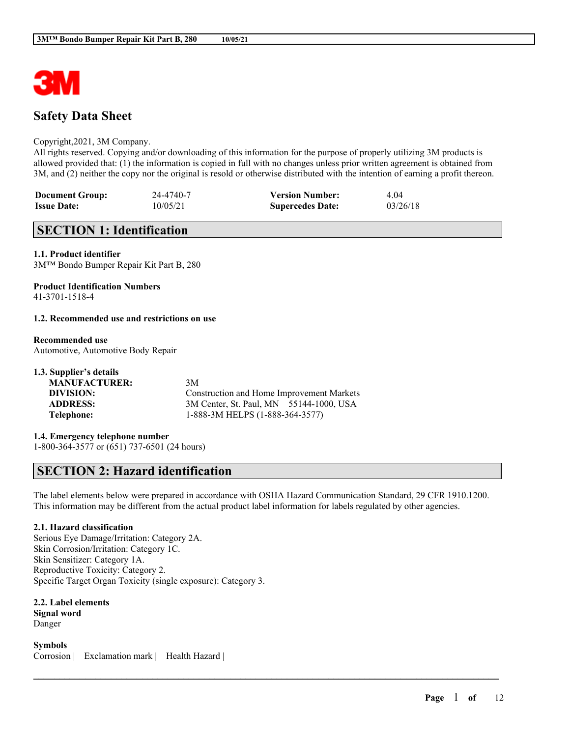# Safety Data Sheet

Copyright,2021, 3M Company.
All rights reserved. Copying and/or downloading of this information for the purpose of properly utilizing 3M products is allowed provided that: (1) the information is copied in full with no changes unless prior written agreement is obtained from 3M, and (2) neither the copy nor the original is resold or otherwise distributed with the intention of earning a profit thereon.

| | | | |
|---|---|---|---|
| **Document Group:** | 24-4740-7 | **Version Number:** | 4.04 |
| **Issue Date:** | 10/05/21 | **Supercedes Date:** | 03/26/18 |

## SECTION 1: Identification

**1.1. Product identifier**
3M™ Bondo Bumper Repair Kit Part B, 280

**Product Identification Numbers**
41-3701-1518-4

**1.2. Recommended use and restrictions on use**

**Recommended use**
Automotive, Automotive Body Repair

**1.3. Supplier's details**

| | |
|---|---|
| **MANUFACTURER:** | 3M |
| **DIVISION:** | Construction and Home Improvement Markets |
| **ADDRESS:** | 3M Center, St. Paul, MN 55144-1000, USA |
| **Telephone:** | 1-888-3M HELPS (1-888-364-3577) |

**1.4. Emergency telephone number**
1-800-364-3577 or (651) 737-6501 (24 hours)

## SECTION 2: Hazard identification

The label elements below were prepared in accordance with OSHA Hazard Communication Standard, 29 CFR 1910.1200. This information may be different from the actual product label information for labels regulated by other agencies.

**2.1. Hazard classification**
Serious Eye Damage/Irritation: Category 2A.
Skin Corrosion/Irritation: Category 1C.
Skin Sensitizer: Category 1A.
Reproductive Toxicity: Category 2.
Specific Target Organ Toxicity (single exposure): Category 3.

**2.2. Label elements**
**Signal word**
Danger

**Symbols**
Corrosion | Exclamation mark | Health Hazard |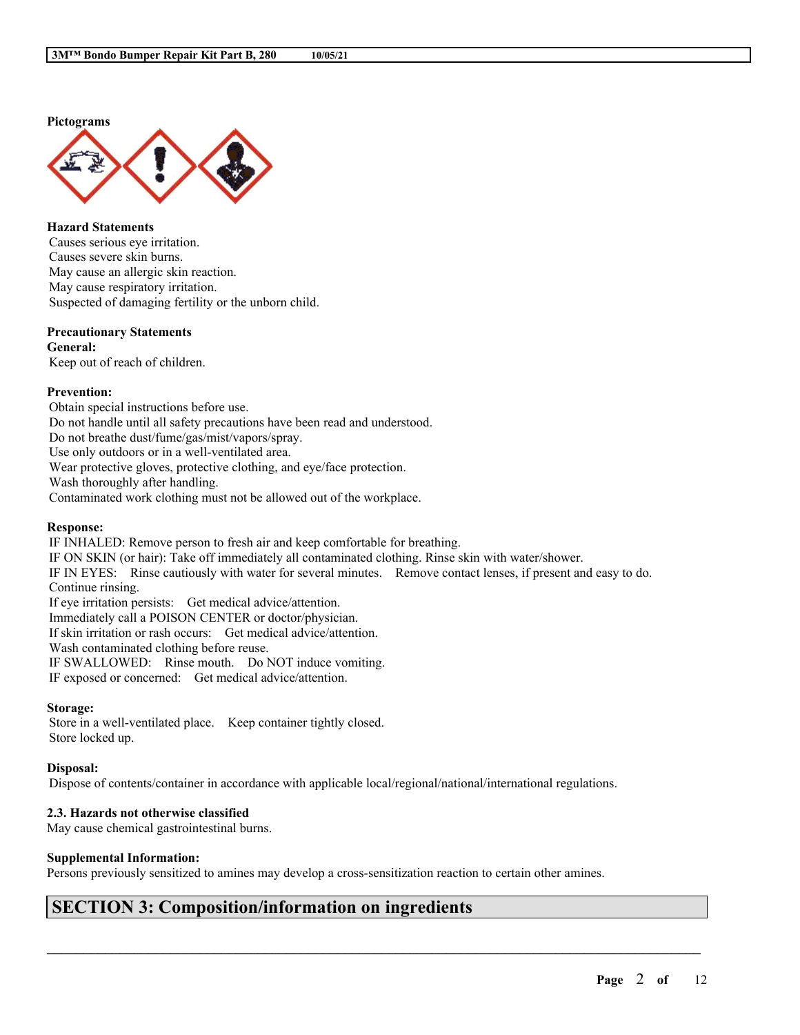**Pictograms**

**Hazard Statements**
Causes serious eye irritation.
Causes severe skin burns.
May cause an allergic skin reaction.
May cause respiratory irritation.
Suspected of damaging fertility or the unborn child.

**Precautionary Statements**
**General:**
Keep out of reach of children.

**Prevention:**
Obtain special instructions before use.
Do not handle until all safety precautions have been read and understood.
Do not breathe dust/fume/gas/mist/vapors/spray.
Use only outdoors or in a well-ventilated area.
Wear protective gloves, protective clothing, and eye/face protection.
Wash thoroughly after handling.
Contaminated work clothing must not be allowed out of the workplace.

**Response:**
IF INHALED: Remove person to fresh air and keep comfortable for breathing.
IF ON SKIN (or hair): Take off immediately all contaminated clothing. Rinse skin with water/shower.
IF IN EYES: Rinse cautiously with water for several minutes. Remove contact lenses, if present and easy to do. Continue rinsing.
If eye irritation persists: Get medical advice/attention.
Immediately call a POISON CENTER or doctor/physician.
If skin irritation or rash occurs: Get medical advice/attention.
Wash contaminated clothing before reuse.
IF SWALLOWED: Rinse mouth. Do NOT induce vomiting.
IF exposed or concerned: Get medical advice/attention.

**Storage:**
Store in a well-ventilated place. Keep container tightly closed.
Store locked up.

**Disposal:**
Dispose of contents/container in accordance with applicable local/regional/national/international regulations.

**2.3. Hazards not otherwise classified**
May cause chemical gastrointestinal burns.

**Supplemental Information:**
Persons previously sensitized to amines may develop a cross-sensitization reaction to certain other amines.

## SECTION 3: Composition/information on ingredients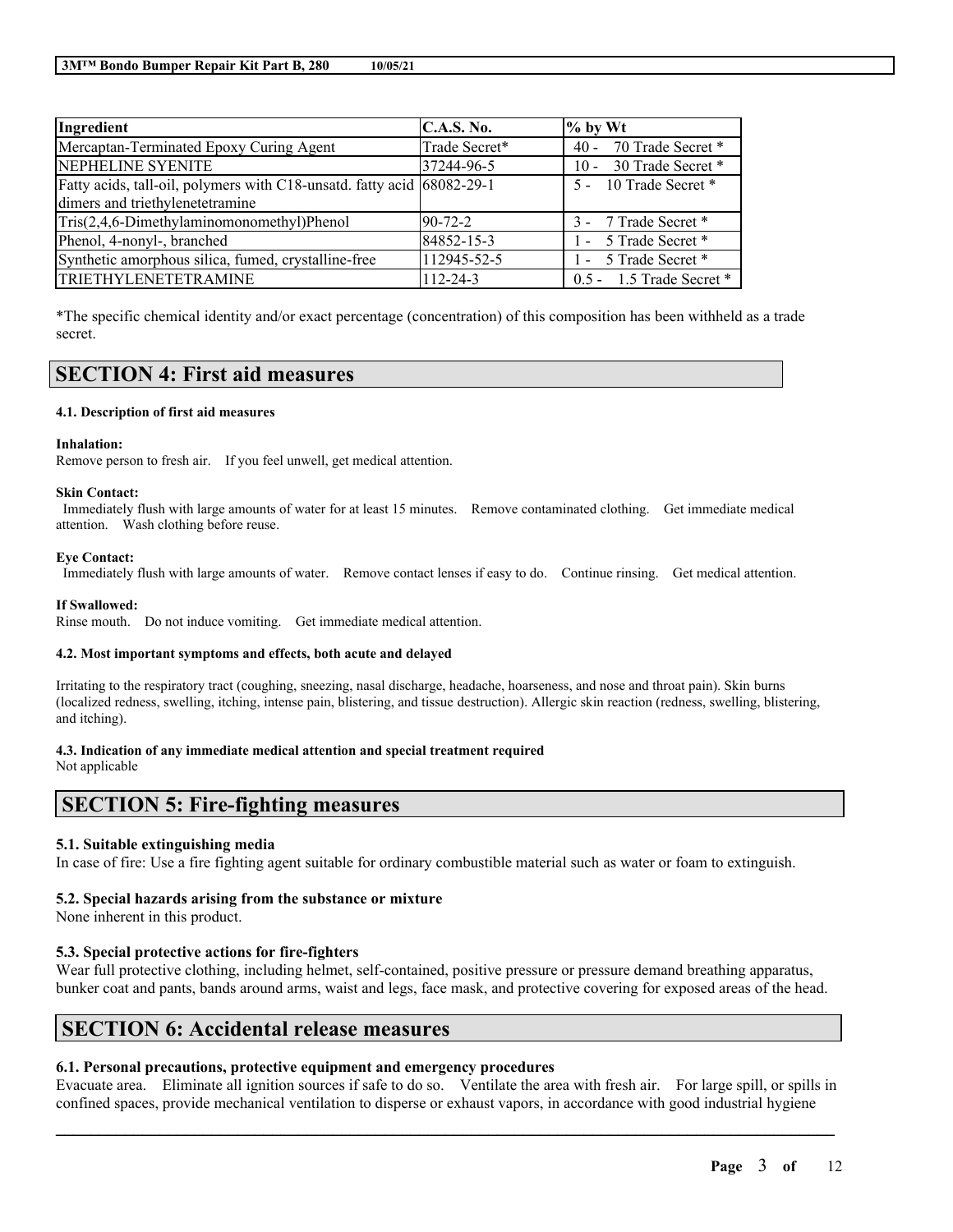| Ingredient | C.A.S. No. | % by Wt |
| --- | --- | --- |
| Mercaptan-Terminated Epoxy Curing Agent | Trade Secret* | 40 - 70 Trade Secret * |
| NEPHELINE SYENITE | 37244-96-5 | 10 - 30 Trade Secret * |
| Fatty acids, tall-oil, polymers with C18-unsatd. fatty acid dimers and triethylenetetramine | 68082-29-1 | 5 - 10 Trade Secret * |
| Tris(2,4,6-Dimethylaminomonomethyl)Phenol | 90-72-2 | 3 - 7 Trade Secret * |
| Phenol, 4-nonyl-, branched | 84852-15-3 | 1 - 5 Trade Secret * |
| Synthetic amorphous silica, fumed, crystalline-free | 112945-52-5 | 1 - 5 Trade Secret * |
| TRIETHYLENETETRAMINE | 112-24-3 | 0.5 - 1.5 Trade Secret * |

*The specific chemical identity and/or exact percentage (concentration) of this composition has been withheld as a trade secret.

# SECTION 4: First aid measures

#### 4.1. Description of first aid measures

**Inhalation:**
Remove person to fresh air. If you feel unwell, get medical attention.

**Skin Contact:**
Immediately flush with large amounts of water for at least 15 minutes. Remove contaminated clothing. Get immediate medical attention. Wash clothing before reuse.

**Eye Contact:**
Immediately flush with large amounts of water. Remove contact lenses if easy to do. Continue rinsing. Get medical attention.

**If Swallowed:**
Rinse mouth. Do not induce vomiting. Get immediate medical attention.

#### 4.2. Most important symptoms and effects, both acute and delayed

Irritating to the respiratory tract (coughing, sneezing, nasal discharge, headache, hoarseness, and nose and throat pain). Skin burns (localized redness, swelling, itching, intense pain, blistering, and tissue destruction). Allergic skin reaction (redness, swelling, blistering, and itching).

#### 4.3. Indication of any immediate medical attention and special treatment required

Not applicable

# SECTION 5: Fire-fighting measures

### 5.1. Suitable extinguishing media

In case of fire: Use a fire fighting agent suitable for ordinary combustible material such as water or foam to extinguish.

### 5.2. Special hazards arising from the substance or mixture

None inherent in this product.

### 5.3. Special protective actions for fire-fighters

Wear full protective clothing, including helmet, self-contained, positive pressure or pressure demand breathing apparatus, bunker coat and pants, bands around arms, waist and legs, face mask, and protective covering for exposed areas of the head.

# SECTION 6: Accidental release measures

### 6.1. Personal precautions, protective equipment and emergency procedures

Evacuate area. Eliminate all ignition sources if safe to do so. Ventilate the area with fresh air. For large spill, or spills in confined spaces, provide mechanical ventilation to disperse or exhaust vapors, in accordance with good industrial hygiene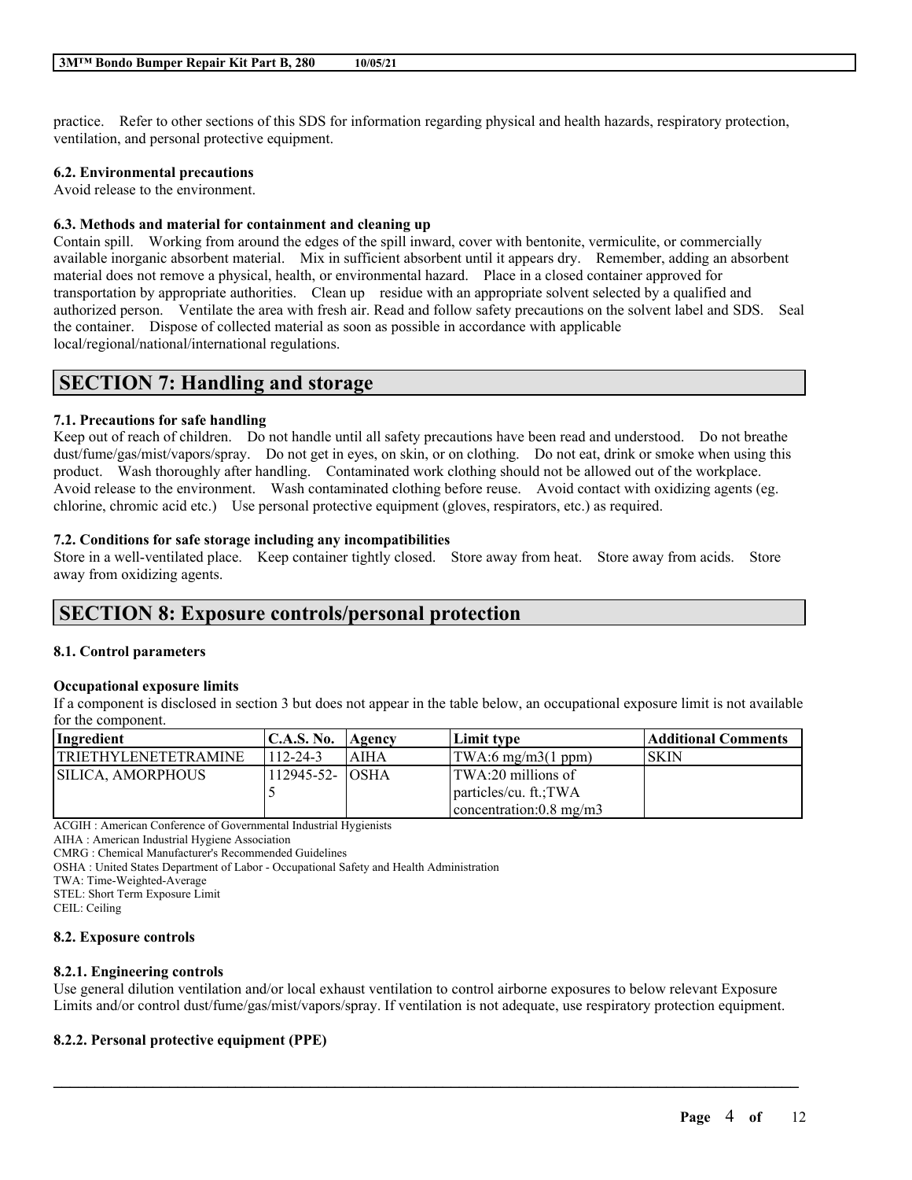practice. Refer to other sections of this SDS for information regarding physical and health hazards, respiratory protection, ventilation, and personal protective equipment.

### 6.2. Environmental precautions

Avoid release to the environment.

### 6.3. Methods and material for containment and cleaning up

Contain spill. Working from around the edges of the spill inward, cover with bentonite, vermiculite, or commercially available inorganic absorbent material. Mix in sufficient absorbent until it appears dry. Remember, adding an absorbent material does not remove a physical, health, or environmental hazard. Place in a closed container approved for transportation by appropriate authorities. Clean up residue with an appropriate solvent selected by a qualified and authorized person. Ventilate the area with fresh air. Read and follow safety precautions on the solvent label and SDS. Seal the container. Dispose of collected material as soon as possible in accordance with applicable local/regional/national/international regulations.

## SECTION 7: Handling and storage

### 7.1. Precautions for safe handling

Keep out of reach of children. Do not handle until all safety precautions have been read and understood. Do not breathe dust/fume/gas/mist/vapors/spray. Do not get in eyes, on skin, or on clothing. Do not eat, drink or smoke when using this product. Wash thoroughly after handling. Contaminated work clothing should not be allowed out of the workplace. Avoid release to the environment. Wash contaminated clothing before reuse. Avoid contact with oxidizing agents (eg. chlorine, chromic acid etc.) Use personal protective equipment (gloves, respirators, etc.) as required.

### 7.2. Conditions for safe storage including any incompatibilities

Store in a well-ventilated place. Keep container tightly closed. Store away from heat. Store away from acids. Store away from oxidizing agents.

## SECTION 8: Exposure controls/personal protection

### 8.1. Control parameters

**Occupational exposure limits**

If a component is disclosed in section 3 but does not appear in the table below, an occupational exposure limit is not available for the component.

| Ingredient | C.A.S. No. | Agency | Limit type | Additional Comments |
|---|---|---|---|---|
| TRIETHYLENETETRAMINE | 112-24-3 | AIHA | TWA:6 mg/m3(1 ppm) | SKIN |
| SILICA, AMORPHOUS | 112945-52-5 | OSHA | TWA:20 millions of particles/cu. ft.;TWA concentration:0.8 mg/m3 | |

ACGIH : American Conference of Governmental Industrial Hygienists
AIHA : American Industrial Hygiene Association
CMRG : Chemical Manufacturer's Recommended Guidelines
OSHA : United States Department of Labor - Occupational Safety and Health Administration
TWA: Time-Weighted-Average
STEL: Short Term Exposure Limit
CEIL: Ceiling

### 8.2. Exposure controls

#### 8.2.1. Engineering controls

Use general dilution ventilation and/or local exhaust ventilation to control airborne exposures to below relevant Exposure Limits and/or control dust/fume/gas/mist/vapors/spray. If ventilation is not adequate, use respiratory protection equipment.

#### 8.2.2. Personal protective equipment (PPE)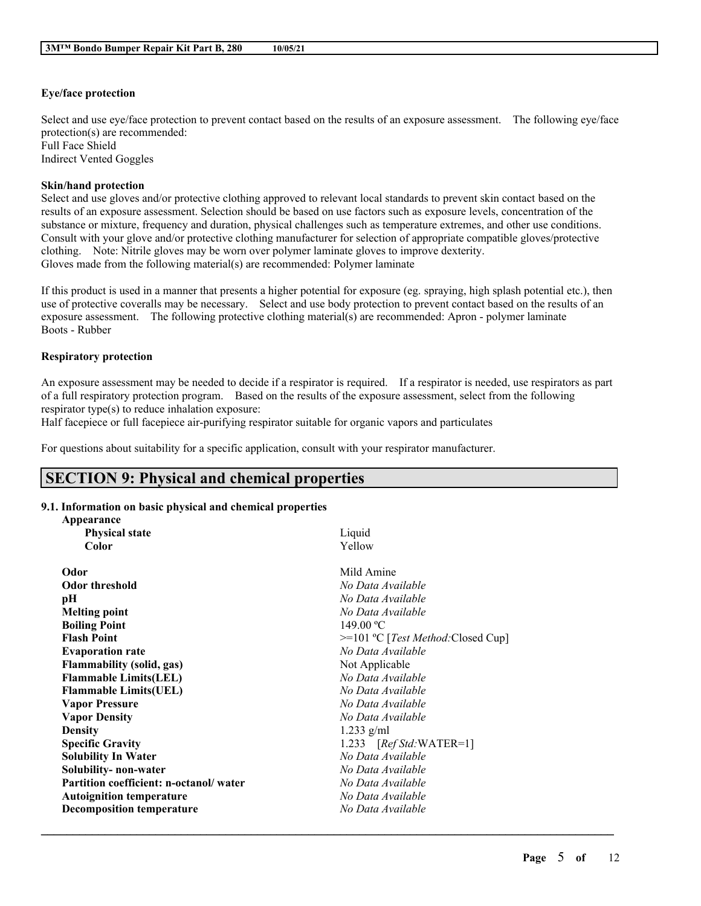**Eye/face protection**

Select and use eye/face protection to prevent contact based on the results of an exposure assessment. The following eye/face protection(s) are recommended:
Full Face Shield
Indirect Vented Goggles

**Skin/hand protection**

Select and use gloves and/or protective clothing approved to relevant local standards to prevent skin contact based on the results of an exposure assessment. Selection should be based on use factors such as exposure levels, concentration of the substance or mixture, frequency and duration, physical challenges such as temperature extremes, and other use conditions. Consult with your glove and/or protective clothing manufacturer for selection of appropriate compatible gloves/protective clothing. Note: Nitrile gloves may be worn over polymer laminate gloves to improve dexterity.
Gloves made from the following material(s) are recommended: Polymer laminate

If this product is used in a manner that presents a higher potential for exposure (eg. spraying, high splash potential etc.), then use of protective coveralls may be necessary. Select and use body protection to prevent contact based on the results of an exposure assessment. The following protective clothing material(s) are recommended: Apron - polymer laminate
Boots - Rubber

**Respiratory protection**

An exposure assessment may be needed to decide if a respirator is required. If a respirator is needed, use respirators as part of a full respiratory protection program. Based on the results of the exposure assessment, select from the following respirator type(s) to reduce inhalation exposure:
Half facepiece or full facepiece air-purifying respirator suitable for organic vapors and particulates

For questions about suitability for a specific application, consult with your respirator manufacturer.

## SECTION 9: Physical and chemical properties

### 9.1. Information on basic physical and chemical properties

| Property | Value |
|---|---|
| **Appearance** | |
| **Physical state** | Liquid |
| **Color** | Yellow |
| **Odor** | Mild Amine |
| **Odor threshold** | *No Data Available* |
| **pH** | *No Data Available* |
| **Melting point** | *No Data Available* |
| **Boiling Point** | 149.00 ºC |
| **Flash Point** | >=101 ºC [*Test Method:*Closed Cup] |
| **Evaporation rate** | *No Data Available* |
| **Flammability (solid, gas)** | Not Applicable |
| **Flammable Limits(LEL)** | *No Data Available* |
| **Flammable Limits(UEL)** | *No Data Available* |
| **Vapor Pressure** | *No Data Available* |
| **Vapor Density** | *No Data Available* |
| **Density** | 1.233 g/ml |
| **Specific Gravity** | 1.233 [*Ref Std:*WATER=1] |
| **Solubility In Water** | *No Data Available* |
| **Solubility- non-water** | *No Data Available* |
| **Partition coefficient: n-octanol/ water** | *No Data Available* |
| **Autoignition temperature** | *No Data Available* |
| **Decomposition temperature** | *No Data Available* |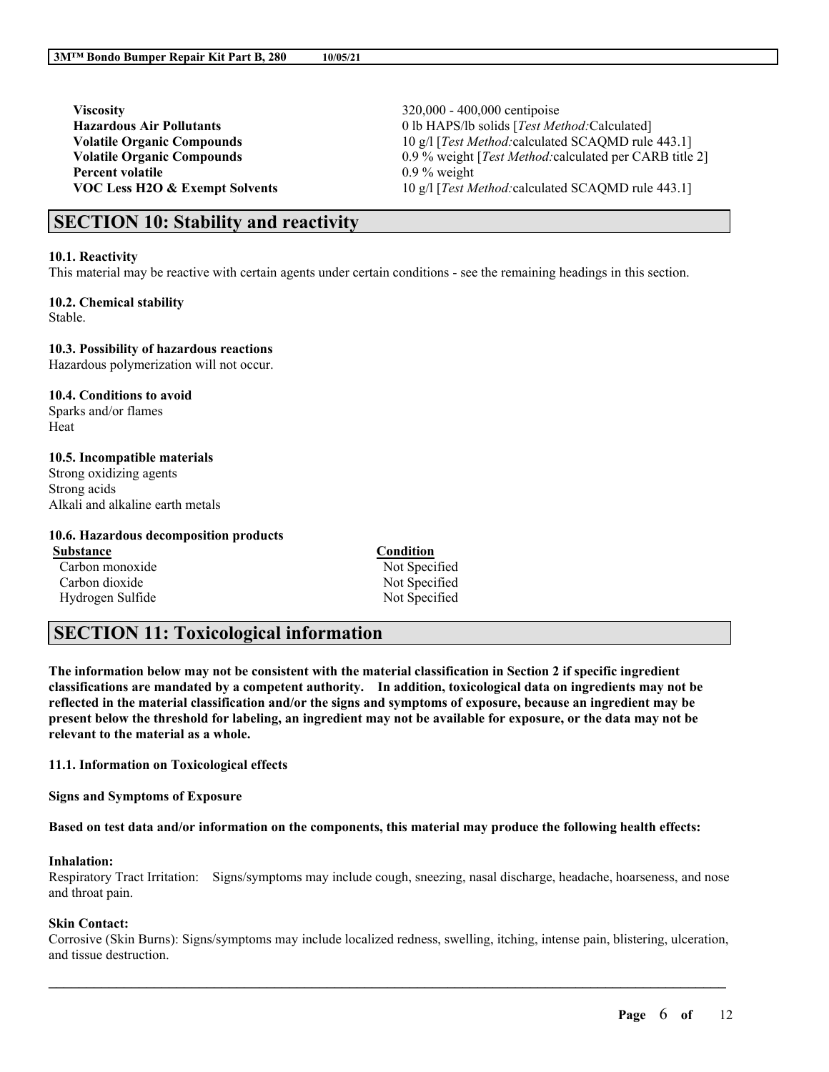| | |
|---|---|
| **Viscosity** | 320,000 - 400,000 centipoise |
| **Hazardous Air Pollutants** | 0 lb HAPS/lb solids [*Test Method:*Calculated] |
| **Volatile Organic Compounds** | 10 g/l [*Test Method:*calculated SCAQMD rule 443.1] |
| **Volatile Organic Compounds** | 0.9 % weight [*Test Method:*calculated per CARB title 2] |
| **Percent volatile** | 0.9 % weight |
| **VOC Less H2O & Exempt Solvents** | 10 g/l [*Test Method:*calculated SCAQMD rule 443.1] |

## SECTION 10: Stability and reactivity

**10.1. Reactivity**
This material may be reactive with certain agents under certain conditions - see the remaining headings in this section.

**10.2. Chemical stability**
Stable.

**10.3. Possibility of hazardous reactions**
Hazardous polymerization will not occur.

**10.4. Conditions to avoid**
Sparks and/or flames
Heat

**10.5. Incompatible materials**
Strong oxidizing agents
Strong acids
Alkali and alkaline earth metals

**10.6. Hazardous decomposition products**

| Substance | Condition |
|---|---|
| Carbon monoxide | Not Specified |
| Carbon dioxide | Not Specified |
| Hydrogen Sulfide | Not Specified |

## SECTION 11: Toxicological information

**The information below may not be consistent with the material classification in Section 2 if specific ingredient classifications are mandated by a competent authority. In addition, toxicological data on ingredients may not be reflected in the material classification and/or the signs and symptoms of exposure, because an ingredient may be present below the threshold for labeling, an ingredient may not be available for exposure, or the data may not be relevant to the material as a whole.**

**11.1. Information on Toxicological effects**

**Signs and Symptoms of Exposure**

**Based on test data and/or information on the components, this material may produce the following health effects:**

**Inhalation:**
Respiratory Tract Irritation: Signs/symptoms may include cough, sneezing, nasal discharge, headache, hoarseness, and nose and throat pain.

**Skin Contact:**
Corrosive (Skin Burns): Signs/symptoms may include localized redness, swelling, itching, intense pain, blistering, ulceration, and tissue destruction.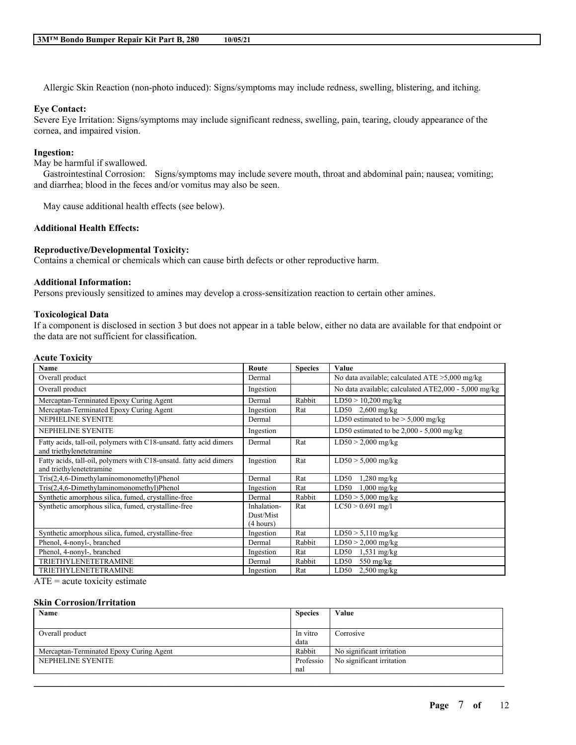Allergic Skin Reaction (non-photo induced): Signs/symptoms may include redness, swelling, blistering, and itching.

**Eye Contact:**
Severe Eye Irritation: Signs/symptoms may include significant redness, swelling, pain, tearing, cloudy appearance of the cornea, and impaired vision.

**Ingestion:**
May be harmful if swallowed.
Gastrointestinal Corrosion: Signs/symptoms may include severe mouth, throat and abdominal pain; nausea; vomiting; and diarrhea; blood in the feces and/or vomitus may also be seen.

May cause additional health effects (see below).

**Additional Health Effects:**

**Reproductive/Developmental Toxicity:**
Contains a chemical or chemicals which can cause birth defects or other reproductive harm.

**Additional Information:**
Persons previously sensitized to amines may develop a cross-sensitization reaction to certain other amines.

**Toxicological Data**
If a component is disclosed in section 3 but does not appear in a table below, either no data are available for that endpoint or the data are not sufficient for classification.

**Acute Toxicity**

| Name | Route | Species | Value |
|---|---|---|---|
| Overall product | Dermal | | No data available; calculated ATE >5,000 mg/kg |
| Overall product | Ingestion | | No data available; calculated ATE2,000 - 5,000 mg/kg |
| Mercaptan-Terminated Epoxy Curing Agent | Dermal | Rabbit | LD50 > 10,200 mg/kg |
| Mercaptan-Terminated Epoxy Curing Agent | Ingestion | Rat | LD50 2,600 mg/kg |
| NEPHELINE SYENITE | Dermal | | LD50 estimated to be > 5,000 mg/kg |
| NEPHELINE SYENITE | Ingestion | | LD50 estimated to be 2,000 - 5,000 mg/kg |
| Fatty acids, tall-oil, polymers with C18-unsatd. fatty acid dimers and triethylenetetramine | Dermal | Rat | LD50 > 2,000 mg/kg |
| Fatty acids, tall-oil, polymers with C18-unsatd. fatty acid dimers and triethylenetetramine | Ingestion | Rat | LD50 > 5,000 mg/kg |
| Tris(2,4,6-Dimethylaminomonomethyl)Phenol | Dermal | Rat | LD50 1,280 mg/kg |
| Tris(2,4,6-Dimethylaminomonomethyl)Phenol | Ingestion | Rat | LD50 1,000 mg/kg |
| Synthetic amorphous silica, fumed, crystalline-free | Dermal | Rabbit | LD50 > 5,000 mg/kg |
| Synthetic amorphous silica, fumed, crystalline-free | Inhalation-Dust/Mist (4 hours) | Rat | LC50 > 0.691 mg/l |
| Synthetic amorphous silica, fumed, crystalline-free | Ingestion | Rat | LD50 > 5,110 mg/kg |
| Phenol, 4-nonyl-, branched | Dermal | Rabbit | LD50 > 2,000 mg/kg |
| Phenol, 4-nonyl-, branched | Ingestion | Rat | LD50 1,531 mg/kg |
| TRIETHYLENETETRAMINE | Dermal | Rabbit | LD50 550 mg/kg |
| TRIETHYLENETETRAMINE | Ingestion | Rat | LD50 2,500 mg/kg |

ATE = acute toxicity estimate

**Skin Corrosion/Irritation**

| Name | Species | Value |
|---|---|---|
| Overall product | In vitro data | Corrosive |
| Mercaptan-Terminated Epoxy Curing Agent | Rabbit | No significant irritation |
| NEPHELINE SYENITE | Professional | No significant irritation |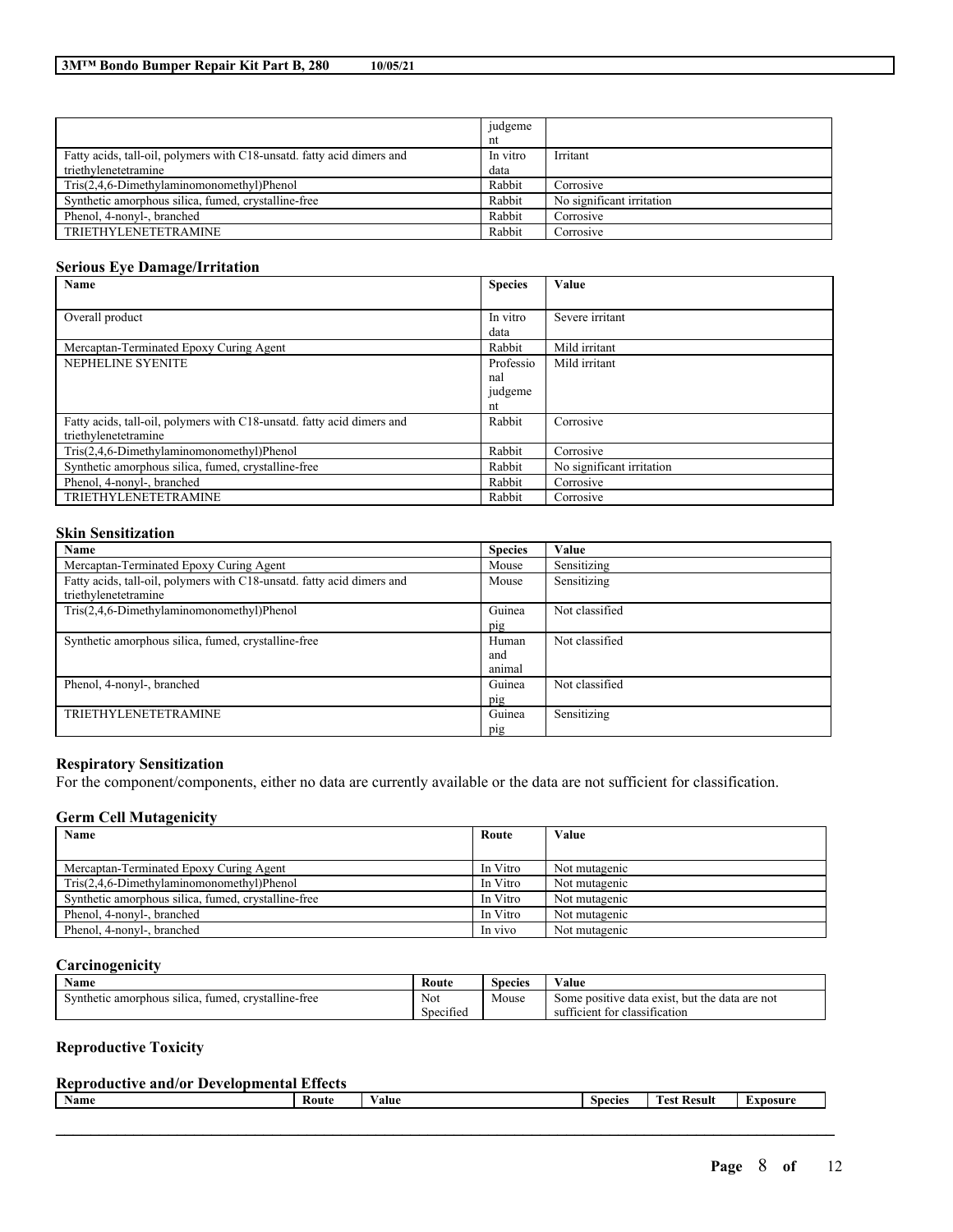| | judgement | |
|---|---|---|
| Fatty acids, tall-oil, polymers with C18-unsatd. fatty acid dimers and triethylenetetramine | In vitro data | Irritant |
| Tris(2,4,6-Dimethylaminomonomethyl)Phenol | Rabbit | Corrosive |
| Synthetic amorphous silica, fumed, crystalline-free | Rabbit | No significant irritation |
| Phenol, 4-nonyl-, branched | Rabbit | Corrosive |
| TRIETHYLENETETRAMINE | Rabbit | Corrosive |

### Serious Eye Damage/Irritation

| Name | Species | Value |
|---|---|---|
| Overall product | In vitro data | Severe irritant |
| Mercaptan-Terminated Epoxy Curing Agent | Rabbit | Mild irritant |
| NEPHELINE SYENITE | Professional judgement | Mild irritant |
| Fatty acids, tall-oil, polymers with C18-unsatd. fatty acid dimers and triethylenetetramine | Rabbit | Corrosive |
| Tris(2,4,6-Dimethylaminomonomethyl)Phenol | Rabbit | Corrosive |
| Synthetic amorphous silica, fumed, crystalline-free | Rabbit | No significant irritation |
| Phenol, 4-nonyl-, branched | Rabbit | Corrosive |
| TRIETHYLENETETRAMINE | Rabbit | Corrosive |

### Skin Sensitization

| Name | Species | Value |
|---|---|---|
| Mercaptan-Terminated Epoxy Curing Agent | Mouse | Sensitizing |
| Fatty acids, tall-oil, polymers with C18-unsatd. fatty acid dimers and triethylenetetramine | Mouse | Sensitizing |
| Tris(2,4,6-Dimethylaminomonomethyl)Phenol | Guinea pig | Not classified |
| Synthetic amorphous silica, fumed, crystalline-free | Human and animal | Not classified |
| Phenol, 4-nonyl-, branched | Guinea pig | Not classified |
| TRIETHYLENETETRAMINE | Guinea pig | Sensitizing |

### Respiratory Sensitization

For the component/components, either no data are currently available or the data are not sufficient for classification.

### Germ Cell Mutagenicity

| Name | Route | Value |
|---|---|---|
| Mercaptan-Terminated Epoxy Curing Agent | In Vitro | Not mutagenic |
| Tris(2,4,6-Dimethylaminomonomethyl)Phenol | In Vitro | Not mutagenic |
| Synthetic amorphous silica, fumed, crystalline-free | In Vitro | Not mutagenic |
| Phenol, 4-nonyl-, branched | In Vitro | Not mutagenic |
| Phenol, 4-nonyl-, branched | In vivo | Not mutagenic |

### Carcinogenicity

| Name | Route | Species | Value |
|---|---|---|---|
| Synthetic amorphous silica, fumed, crystalline-free | Not Specified | Mouse | Some positive data exist, but the data are not sufficient for classification |

### Reproductive Toxicity

### Reproductive and/or Developmental Effects

| Name | Route | Value | Species | Test Result | Exposure |
|---|---|---|---|---|---|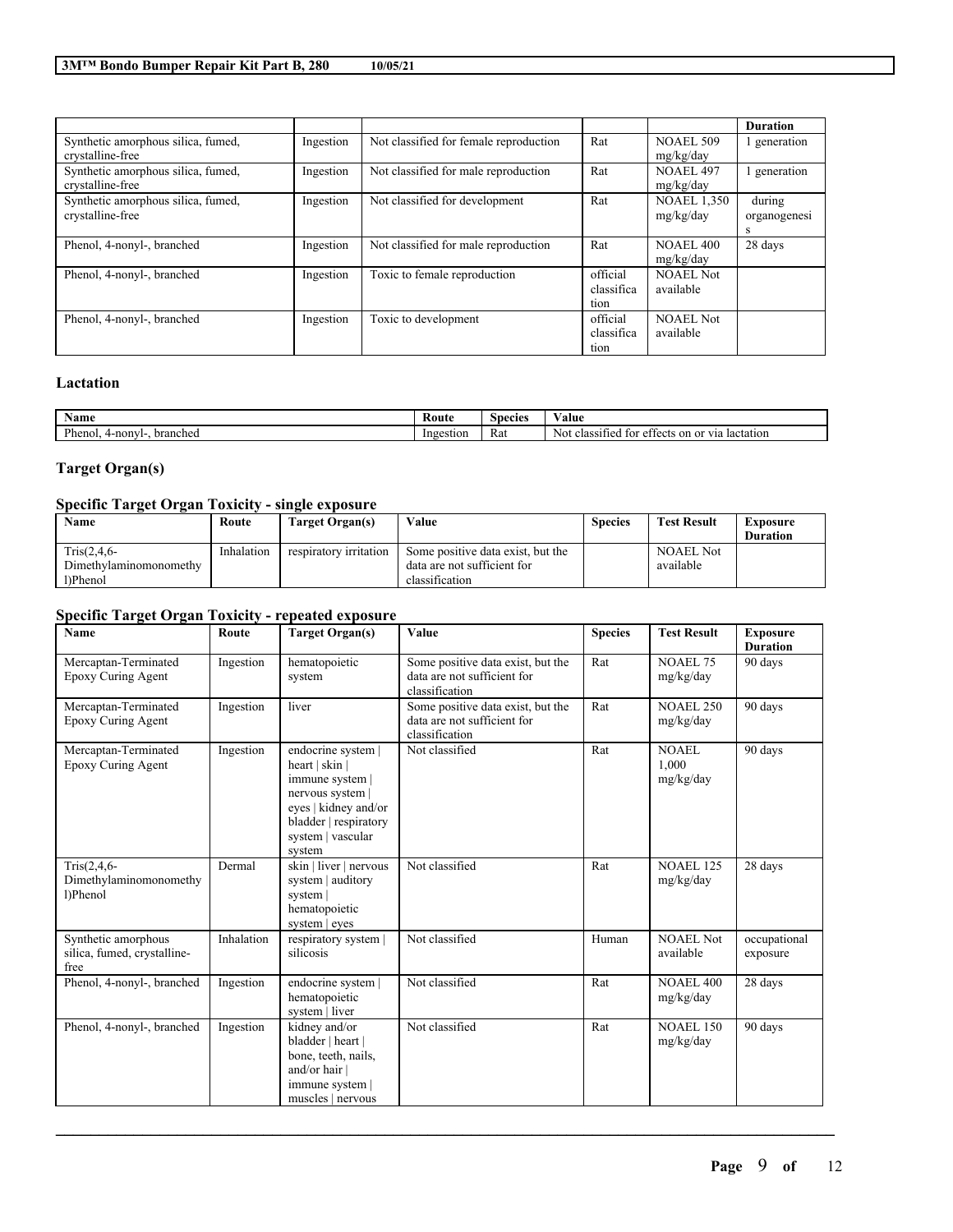| | | | | | Duration |
|---|---|---|---|---|---|
| Synthetic amorphous silica, fumed, crystalline-free | Ingestion | Not classified for female reproduction | Rat | NOAEL 509 mg/kg/day | 1 generation |
| Synthetic amorphous silica, fumed, crystalline-free | Ingestion | Not classified for male reproduction | Rat | NOAEL 497 mg/kg/day | 1 generation |
| Synthetic amorphous silica, fumed, crystalline-free | Ingestion | Not classified for development | Rat | NOAEL 1,350 mg/kg/day | during organogenesis |
| Phenol, 4-nonyl-, branched | Ingestion | Not classified for male reproduction | Rat | NOAEL 400 mg/kg/day | 28 days |
| Phenol, 4-nonyl-, branched | Ingestion | Toxic to female reproduction | official classification | NOAEL Not available | |
| Phenol, 4-nonyl-, branched | Ingestion | Toxic to development | official classification | NOAEL Not available | |

## Lactation

| Name | Route | Species | Value |
|---|---|---|---|
| Phenol, 4-nonyl-, branched | Ingestion | Rat | Not classified for effects on or via lactation |

## Target Organ(s)

### Specific Target Organ Toxicity - single exposure

| Name | Route | Target Organ(s) | Value | Species | Test Result | Exposure Duration |
|---|---|---|---|---|---|---|
| Tris(2,4,6-Dimethylaminomonomethyl)Phenol | Inhalation | respiratory irritation | Some positive data exist, but the data are not sufficient for classification | | NOAEL Not available | |

### Specific Target Organ Toxicity - repeated exposure

| Name | Route | Target Organ(s) | Value | Species | Test Result | Exposure Duration |
|---|---|---|---|---|---|---|
| Mercaptan-Terminated Epoxy Curing Agent | Ingestion | hematopoietic system | Some positive data exist, but the data are not sufficient for classification | Rat | NOAEL 75 mg/kg/day | 90 days |
| Mercaptan-Terminated Epoxy Curing Agent | Ingestion | liver | Some positive data exist, but the data are not sufficient for classification | Rat | NOAEL 250 mg/kg/day | 90 days |
| Mercaptan-Terminated Epoxy Curing Agent | Ingestion | endocrine system \| heart \| skin \| immune system \| nervous system \| eyes \| kidney and/or bladder \| respiratory system \| vascular system | Not classified | Rat | NOAEL 1,000 mg/kg/day | 90 days |
| Tris(2,4,6-Dimethylaminomonomethyl)Phenol | Dermal | skin \| liver \| nervous system \| auditory system \| hematopoietic system \| eyes | Not classified | Rat | NOAEL 125 mg/kg/day | 28 days |
| Synthetic amorphous silica, fumed, crystalline-free | Inhalation | respiratory system \| silicosis | Not classified | Human | NOAEL Not available | occupational exposure |
| Phenol, 4-nonyl-, branched | Ingestion | endocrine system \| hematopoietic system \| liver | Not classified | Rat | NOAEL 400 mg/kg/day | 28 days |
| Phenol, 4-nonyl-, branched | Ingestion | kidney and/or bladder \| heart \| bone, teeth, nails, and/or hair \| immune system \| muscles \| nervous | Not classified | Rat | NOAEL 150 mg/kg/day | 90 days |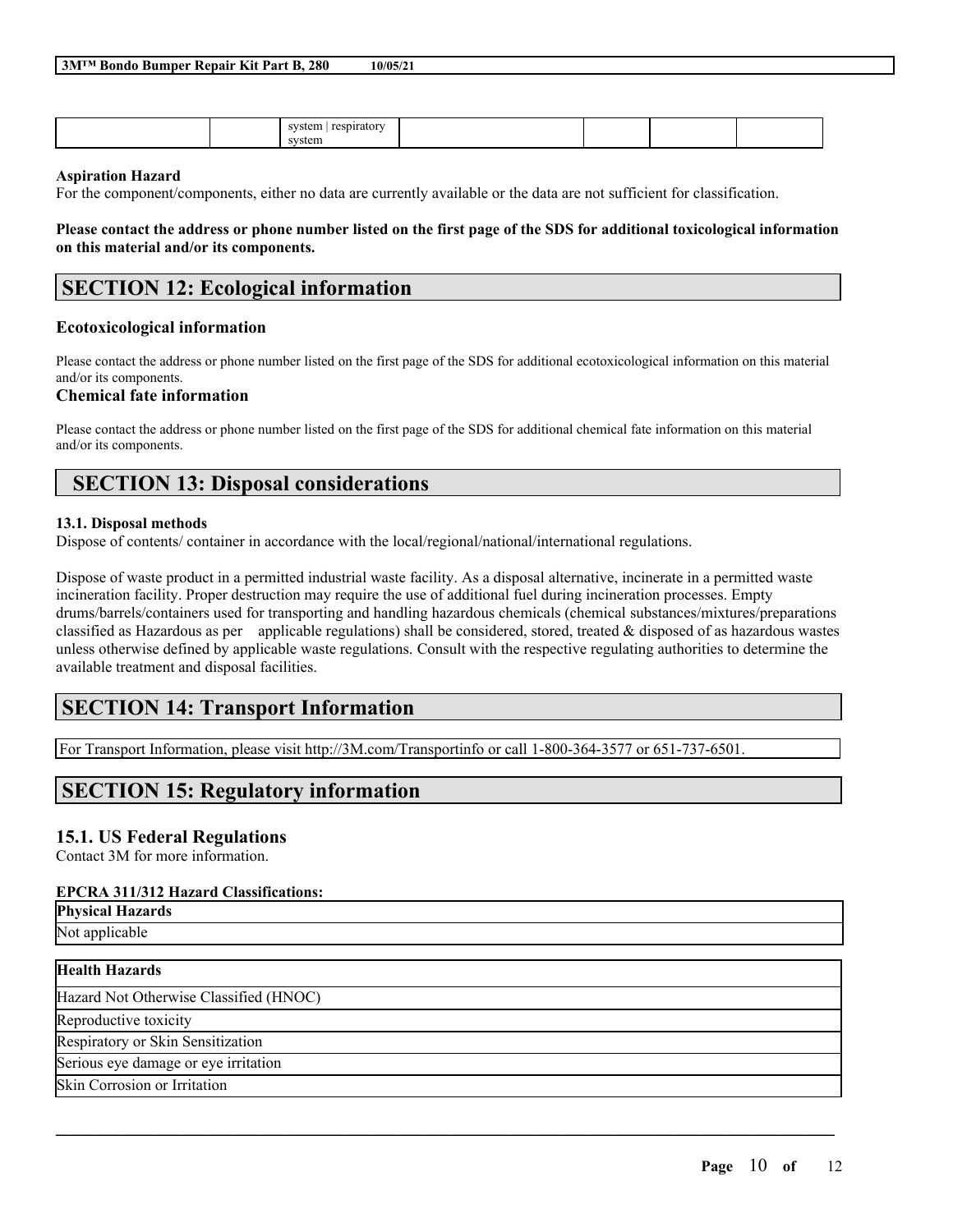| | | system \| respiratory system | | | | |
|---|---|---|---|---|---|---|

**Aspiration Hazard**
For the component/components, either no data are currently available or the data are not sufficient for classification.

**Please contact the address or phone number listed on the first page of the SDS for additional toxicological information on this material and/or its components.**

## SECTION 12: Ecological information

### Ecotoxicological information

Please contact the address or phone number listed on the first page of the SDS for additional ecotoxicological information on this material and/or its components.

### Chemical fate information

Please contact the address or phone number listed on the first page of the SDS for additional chemical fate information on this material and/or its components.

## SECTION 13: Disposal considerations

**13.1. Disposal methods**
Dispose of contents/ container in accordance with the local/regional/national/international regulations.

Dispose of waste product in a permitted industrial waste facility. As a disposal alternative, incinerate in a permitted waste incineration facility. Proper destruction may require the use of additional fuel during incineration processes. Empty drums/barrels/containers used for transporting and handling hazardous chemicals (chemical substances/mixtures/preparations classified as Hazardous as per applicable regulations) shall be considered, stored, treated & disposed of as hazardous wastes unless otherwise defined by applicable waste regulations. Consult with the respective regulating authorities to determine the available treatment and disposal facilities.

## SECTION 14: Transport Information

For Transport Information, please visit http://3M.com/Transportinfo or call 1-800-364-3577 or 651-737-6501.

## SECTION 15: Regulatory information

### 15.1. US Federal Regulations

Contact 3M for more information.

**EPCRA 311/312 Hazard Classifications:**

| Physical Hazards |
|---|
| Not applicable |

| Health Hazards |
|---|
| Hazard Not Otherwise Classified (HNOC) |
| Reproductive toxicity |
| Respiratory or Skin Sensitization |
| Serious eye damage or eye irritation |
| Skin Corrosion or Irritation |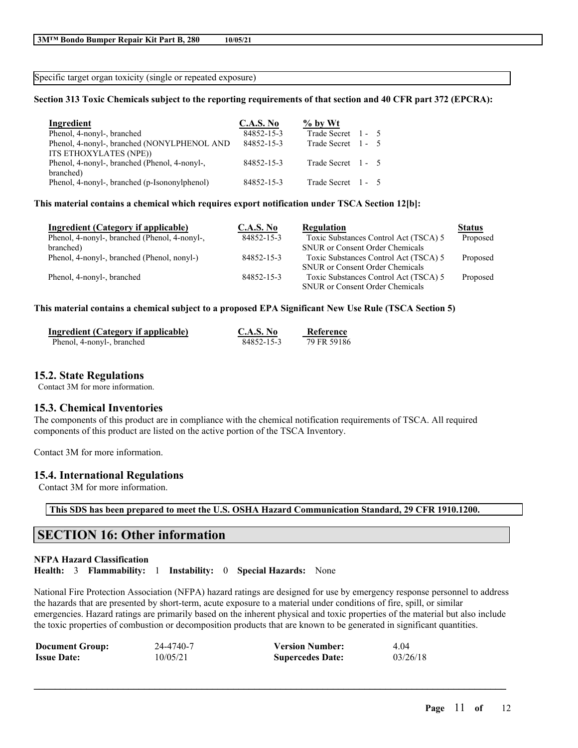Specific target organ toxicity (single or repeated exposure)

**Section 313 Toxic Chemicals subject to the reporting requirements of that section and 40 CFR part 372 (EPCRA):**

| Ingredient | C.A.S. No | % by Wt |
|---|---|---|
| Phenol, 4-nonyl-, branched | 84852-15-3 | Trade Secret 1 - 5 |
| Phenol, 4-nonyl-, branched (NONYLPHENOL AND ITS ETHOXYLATES (NPE)) | 84852-15-3 | Trade Secret 1 - 5 |
| Phenol, 4-nonyl-, branched (Phenol, 4-nonyl-, branched) | 84852-15-3 | Trade Secret 1 - 5 |
| Phenol, 4-nonyl-, branched (p-Isononylphenol) | 84852-15-3 | Trade Secret 1 - 5 |

**This material contains a chemical which requires export notification under TSCA Section 12[b]:**

| Ingredient (Category if applicable) | C.A.S. No | Regulation | Status |
|---|---|---|---|
| Phenol, 4-nonyl-, branched (Phenol, 4-nonyl-, branched) | 84852-15-3 | Toxic Substances Control Act (TSCA) 5 SNUR or Consent Order Chemicals | Proposed |
| Phenol, 4-nonyl-, branched (Phenol, nonyl-) | 84852-15-3 | Toxic Substances Control Act (TSCA) 5 SNUR or Consent Order Chemicals | Proposed |
| Phenol, 4-nonyl-, branched | 84852-15-3 | Toxic Substances Control Act (TSCA) 5 SNUR or Consent Order Chemicals | Proposed |

**This material contains a chemical subject to a proposed EPA Significant New Use Rule (TSCA Section 5)**

| Ingredient (Category if applicable) | C.A.S. No | Reference |
|---|---|---|
| Phenol, 4-nonyl-, branched | 84852-15-3 | 79 FR 59186 |

## 15.2. State Regulations

Contact 3M for more information.

## 15.3. Chemical Inventories

The components of this product are in compliance with the chemical notification requirements of TSCA. All required components of this product are listed on the active portion of the TSCA Inventory.

Contact 3M for more information.

## 15.4. International Regulations

Contact 3M for more information.

**This SDS has been prepared to meet the U.S. OSHA Hazard Communication Standard, 29 CFR 1910.1200.**

# SECTION 16: Other information

**NFPA Hazard Classification**

**Health:** 3 **Flammability:** 1 **Instability:** 0 **Special Hazards:** None

National Fire Protection Association (NFPA) hazard ratings are designed for use by emergency response personnel to address the hazards that are presented by short-term, acute exposure to a material under conditions of fire, spill, or similar emergencies. Hazard ratings are primarily based on the inherent physical and toxic properties of the material but also include the toxic properties of combustion or decomposition products that are known to be generated in significant quantities.

| | | | |
|---|---|---|---|
| **Document Group:** | 24-4740-7 | **Version Number:** | 4.04 |
| **Issue Date:** | 10/05/21 | **Supercedes Date:** | 03/26/18 |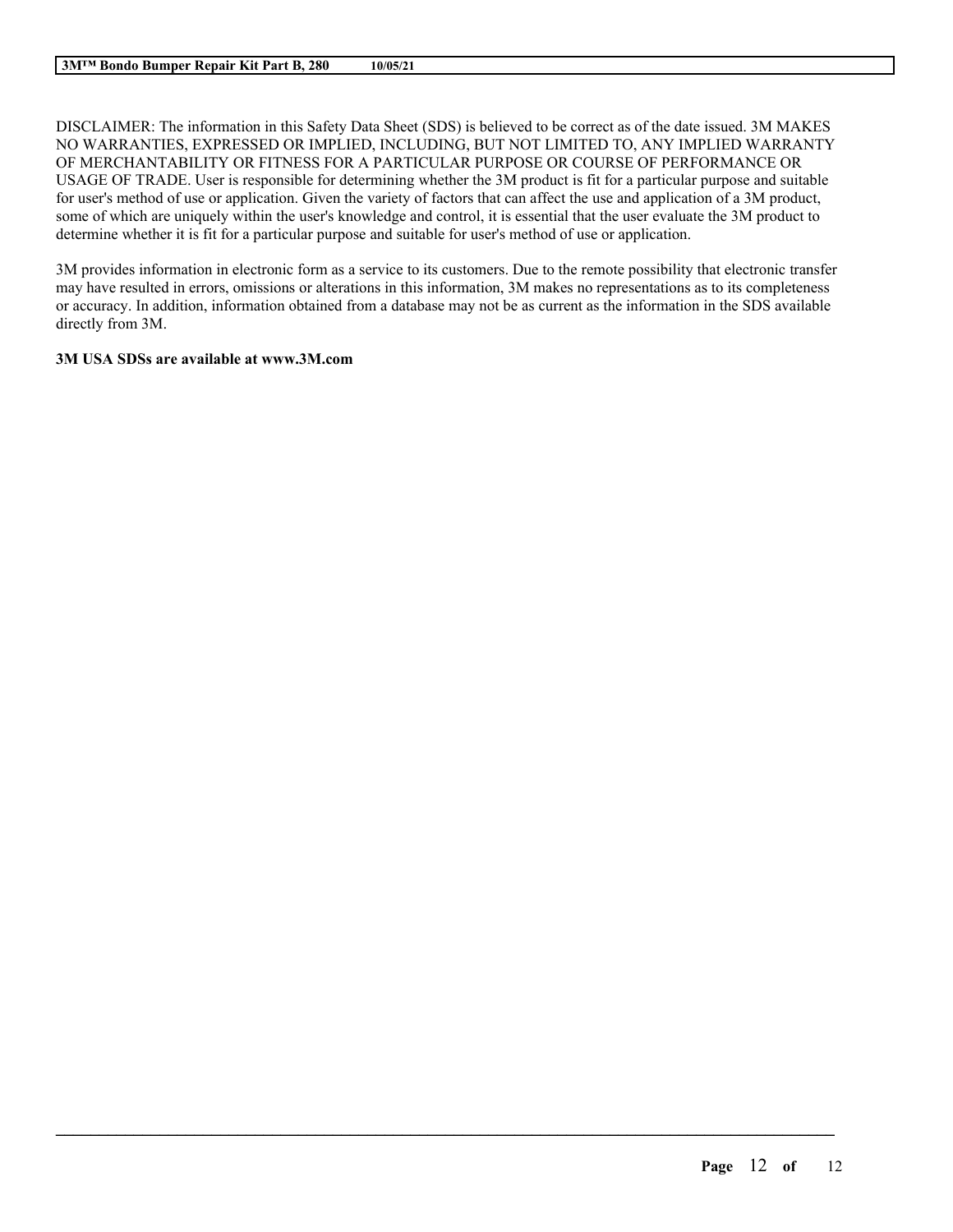DISCLAIMER: The information in this Safety Data Sheet (SDS) is believed to be correct as of the date issued. 3M MAKES NO WARRANTIES, EXPRESSED OR IMPLIED, INCLUDING, BUT NOT LIMITED TO, ANY IMPLIED WARRANTY OF MERCHANTABILITY OR FITNESS FOR A PARTICULAR PURPOSE OR COURSE OF PERFORMANCE OR USAGE OF TRADE. User is responsible for determining whether the 3M product is fit for a particular purpose and suitable for user's method of use or application. Given the variety of factors that can affect the use and application of a 3M product, some of which are uniquely within the user's knowledge and control, it is essential that the user evaluate the 3M product to determine whether it is fit for a particular purpose and suitable for user's method of use or application.

3M provides information in electronic form as a service to its customers. Due to the remote possibility that electronic transfer may have resulted in errors, omissions or alterations in this information, 3M makes no representations as to its completeness or accuracy. In addition, information obtained from a database may not be as current as the information in the SDS available directly from 3M.

**3M USA SDSs are available at www.3M.com**